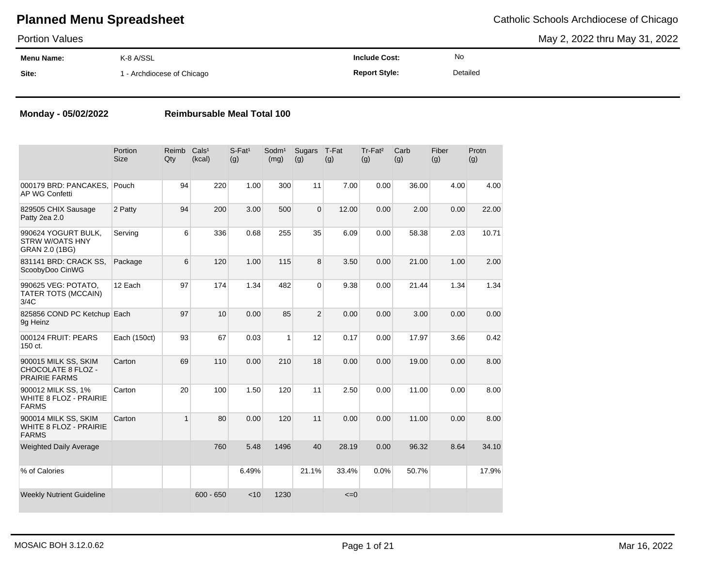# Planned Menu Spreadsheet

Catholic Schools Archdiocese of Chicago

Portion Values

May 2, 2022 thru May 31, 2022

| | | | |
|---|---|---|---|
| **Menu Name:** | K-8 A/SSL | **Include Cost:** | No |
| **Site:** | 1 - Archdiocese of Chicago | **Report Style:** | Detailed |

**Monday - 05/02/2022** **Reimbursable Meal Total 100**

| | Portion Size | Reimb Qty | Cals[1] (kcal) | S-Fat[1] (g) | Sodm[1] (mg) | Sugars (g) | T-Fat (g) | Tr-Fat[2] (g) | Carb (g) | Fiber (g) | Protn (g) |
|---|---|---|---|---|---|---|---|---|---|---|---|
| 000179 BRD: PANCAKES, AP WG Confetti | Pouch | 94 | 220 | 1.00 | 300 | 11 | 7.00 | 0.00 | 36.00 | 4.00 | 4.00 |
| 829505 CHIX Sausage Patty 2ea 2.0 | 2 Patty | 94 | 200 | 3.00 | 500 | 0 | 12.00 | 0.00 | 2.00 | 0.00 | 22.00 |
| 990624 YOGURT BULK, STRW W/OATS HNY GRAN 2.0 (1BG) | Serving | 6 | 336 | 0.68 | 255 | 35 | 6.09 | 0.00 | 58.38 | 2.03 | 10.71 |
| 831141 BRD: CRACK SS, ScoobyDoo CinWG | Package | 6 | 120 | 1.00 | 115 | 8 | 3.50 | 0.00 | 21.00 | 1.00 | 2.00 |
| 990625 VEG: POTATO, TATER TOTS (MCCAIN) 3/4C | 12 Each | 97 | 174 | 1.34 | 482 | 0 | 9.38 | 0.00 | 21.44 | 1.34 | 1.34 |
| 825856 COND PC Ketchup 9g Heinz | Each | 97 | 10 | 0.00 | 85 | 2 | 0.00 | 0.00 | 3.00 | 0.00 | 0.00 |
| 000124 FRUIT: PEARS 150 ct. | Each (150ct) | 93 | 67 | 0.03 | 1 | 12 | 0.17 | 0.00 | 17.97 | 3.66 | 0.42 |
| 900015 MILK SS, SKIM CHOCOLATE 8 FLOZ - PRAIRIE FARMS | Carton | 69 | 110 | 0.00 | 210 | 18 | 0.00 | 0.00 | 19.00 | 0.00 | 8.00 |
| 900012 MILK SS, 1% WHITE 8 FLOZ - PRAIRIE FARMS | Carton | 20 | 100 | 1.50 | 120 | 11 | 2.50 | 0.00 | 11.00 | 0.00 | 8.00 |
| 900014 MILK SS, SKIM WHITE 8 FLOZ - PRAIRIE FARMS | Carton | 1 | 80 | 0.00 | 120 | 11 | 0.00 | 0.00 | 11.00 | 0.00 | 8.00 |
| Weighted Daily Average | | | 760 | 5.48 | 1496 | 40 | 28.19 | 0.00 | 96.32 | 8.64 | 34.10 |
| % of Calories | | | | 6.49% | | 21.1% | 33.4% | 0.0% | 50.7% | | 17.9% |
| Weekly Nutrient Guideline | | | 600 - 650 | <10 | 1230 | | <=0 | | | | |

MOSAIC BOH 3.12.0.62

Mar 16, 2022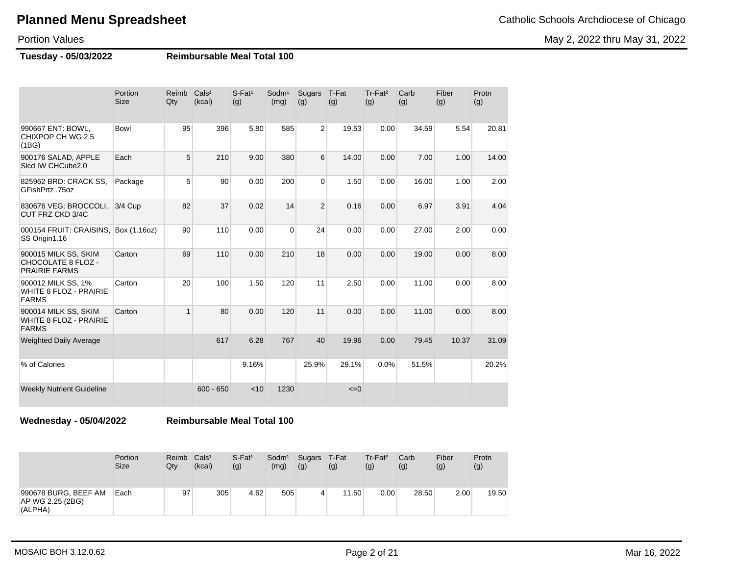# Planned Menu Spreadsheet

Catholic Schools Archdiocese of Chicago

Portion Values

May 2, 2022 thru May 31, 2022

**Tuesday - 05/03/2022** **Reimbursable Meal Total 100**

| | Portion Size | Reimb Qty | Cals¹ (kcal) | S-Fat¹ (g) | Sodm¹ (mg) | Sugars (g) | T-Fat (g) | Tr-Fat² (g) | Carb (g) | Fiber (g) | Protn (g) |
|---|---|---|---|---|---|---|---|---|---|---|---|
| 990667 ENT: BOWL, CHIXPOP CH WG 2.5 (1BG) | Bowl | 95 | 396 | 5.80 | 585 | 2 | 19.53 | 0.00 | 34.59 | 5.54 | 20.81 |
| 900176 SALAD, APPLE Slcd IW CHCube2.0 | Each | 5 | 210 | 9.00 | 380 | 6 | 14.00 | 0.00 | 7.00 | 1.00 | 14.00 |
| 825962 BRD: CRACK SS, GFishPrtz .75oz | Package | 5 | 90 | 0.00 | 200 | 0 | 1.50 | 0.00 | 16.00 | 1.00 | 2.00 |
| 830676 VEG: BROCCOLI, CUT FRZ CKD 3/4C | 3/4 Cup | 82 | 37 | 0.02 | 14 | 2 | 0.16 | 0.00 | 6.97 | 3.91 | 4.04 |
| 000154 FRUIT: CRAISINS, SS Origin1.16 | Box (1.16oz) | 90 | 110 | 0.00 | 0 | 24 | 0.00 | 0.00 | 27.00 | 2.00 | 0.00 |
| 900015 MILK SS, SKIM CHOCOLATE 8 FLOZ - PRAIRIE FARMS | Carton | 69 | 110 | 0.00 | 210 | 18 | 0.00 | 0.00 | 19.00 | 0.00 | 8.00 |
| 900012 MILK SS, 1% WHITE 8 FLOZ - PRAIRIE FARMS | Carton | 20 | 100 | 1.50 | 120 | 11 | 2.50 | 0.00 | 11.00 | 0.00 | 8.00 |
| 900014 MILK SS, SKIM WHITE 8 FLOZ - PRAIRIE FARMS | Carton | 1 | 80 | 0.00 | 120 | 11 | 0.00 | 0.00 | 11.00 | 0.00 | 8.00 |
| Weighted Daily Average | | | 617 | 6.28 | 767 | 40 | 19.96 | 0.00 | 79.45 | 10.37 | 31.09 |
| % of Calories | | | | 9.16% | | 25.9% | 29.1% | 0.0% | 51.5% | | 20.2% |
| Weekly Nutrient Guideline | | | 600 - 650 | <10 | 1230 | | <=0 | | | | |

**Wednesday - 05/04/2022** **Reimbursable Meal Total 100**

| | Portion Size | Reimb Qty | Cals¹ (kcal) | S-Fat¹ (g) | Sodm¹ (mg) | Sugars (g) | T-Fat (g) | Tr-Fat² (g) | Carb (g) | Fiber (g) | Protn (g) |
|---|---|---|---|---|---|---|---|---|---|---|---|
| 990678 BURG, BEEF AM AP WG 2.25 (2BG) (ALPHA) | Each | 97 | 305 | 4.62 | 505 | 4 | 11.50 | 0.00 | 28.50 | 2.00 | 19.50 |

MOSAIC BOH 3.12.0.62

Mar 16, 2022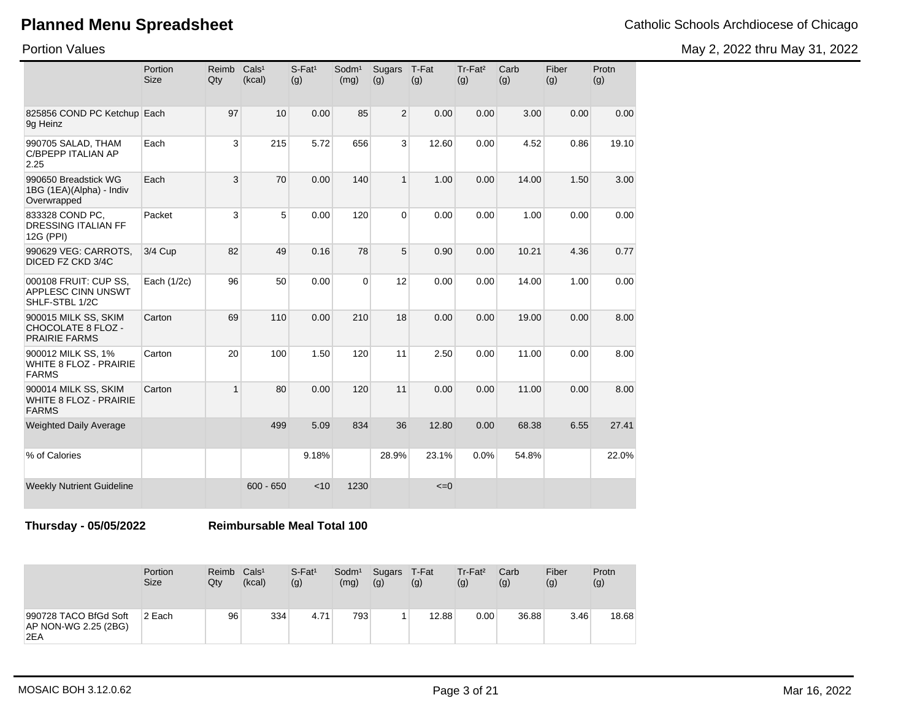# Planned Menu Spreadsheet

Catholic Schools Archdiocese of Chicago

Portion Values

May 2, 2022 thru May 31, 2022

| | Portion Size | Reimb Qty | Cals¹ (kcal) | S-Fat¹ (g) | Sodm¹ (mg) | Sugars (g) | T-Fat (g) | Tr-Fat² (g) | Carb (g) | Fiber (g) | Protn (g) |
|---|---|---|---|---|---|---|---|---|---|---|---|
| 825856 COND PC Ketchup 9g Heinz | Each | 97 | 10 | 0.00 | 85 | 2 | 0.00 | 0.00 | 3.00 | 0.00 | 0.00 |
| 990705 SALAD, THAM C/BPEPP ITALIAN AP 2.25 | Each | 3 | 215 | 5.72 | 656 | 3 | 12.60 | 0.00 | 4.52 | 0.86 | 19.10 |
| 990650 Breadstick WG 1BG (1EA)(Alpha) - Indiv Overwrapped | Each | 3 | 70 | 0.00 | 140 | 1 | 1.00 | 0.00 | 14.00 | 1.50 | 3.00 |
| 833328 COND PC, DRESSING ITALIAN FF 12G (PPI) | Packet | 3 | 5 | 0.00 | 120 | 0 | 0.00 | 0.00 | 1.00 | 0.00 | 0.00 |
| 990629 VEG: CARROTS, DICED FZ CKD 3/4C | 3/4 Cup | 82 | 49 | 0.16 | 78 | 5 | 0.90 | 0.00 | 10.21 | 4.36 | 0.77 |
| 000108 FRUIT: CUP SS, APPLESC CINN UNSWT SHLF-STBL 1/2C | Each (1/2c) | 96 | 50 | 0.00 | 0 | 12 | 0.00 | 0.00 | 14.00 | 1.00 | 0.00 |
| 900015 MILK SS, SKIM CHOCOLATE 8 FLOZ - PRAIRIE FARMS | Carton | 69 | 110 | 0.00 | 210 | 18 | 0.00 | 0.00 | 19.00 | 0.00 | 8.00 |
| 900012 MILK SS, 1% WHITE 8 FLOZ - PRAIRIE FARMS | Carton | 20 | 100 | 1.50 | 120 | 11 | 2.50 | 0.00 | 11.00 | 0.00 | 8.00 |
| 900014 MILK SS, SKIM WHITE 8 FLOZ - PRAIRIE FARMS | Carton | 1 | 80 | 0.00 | 120 | 11 | 0.00 | 0.00 | 11.00 | 0.00 | 8.00 |
| Weighted Daily Average | | | 499 | 5.09 | 834 | 36 | 12.80 | 0.00 | 68.38 | 6.55 | 27.41 |
| % of Calories | | | | 9.18% | | 28.9% | 23.1% | 0.0% | 54.8% | | 22.0% |
| Weekly Nutrient Guideline | | | 600 - 650 | <10 | 1230 | | <=0 | | | | |

**Thursday - 05/05/2022** **Reimbursable Meal Total 100**

| | Portion Size | Reimb Qty | Cals¹ (kcal) | S-Fat¹ (g) | Sodm¹ (mg) | Sugars (g) | T-Fat (g) | Tr-Fat² (g) | Carb (g) | Fiber (g) | Protn (g) |
|---|---|---|---|---|---|---|---|---|---|---|---|
| 990728 TACO BfGd Soft AP NON-WG 2.25 (2BG) 2EA | 2 Each | 96 | 334 | 4.71 | 793 | 1 | 12.88 | 0.00 | 36.88 | 3.46 | 18.68 |

MOSAIC BOH 3.12.0.62

Mar 16, 2022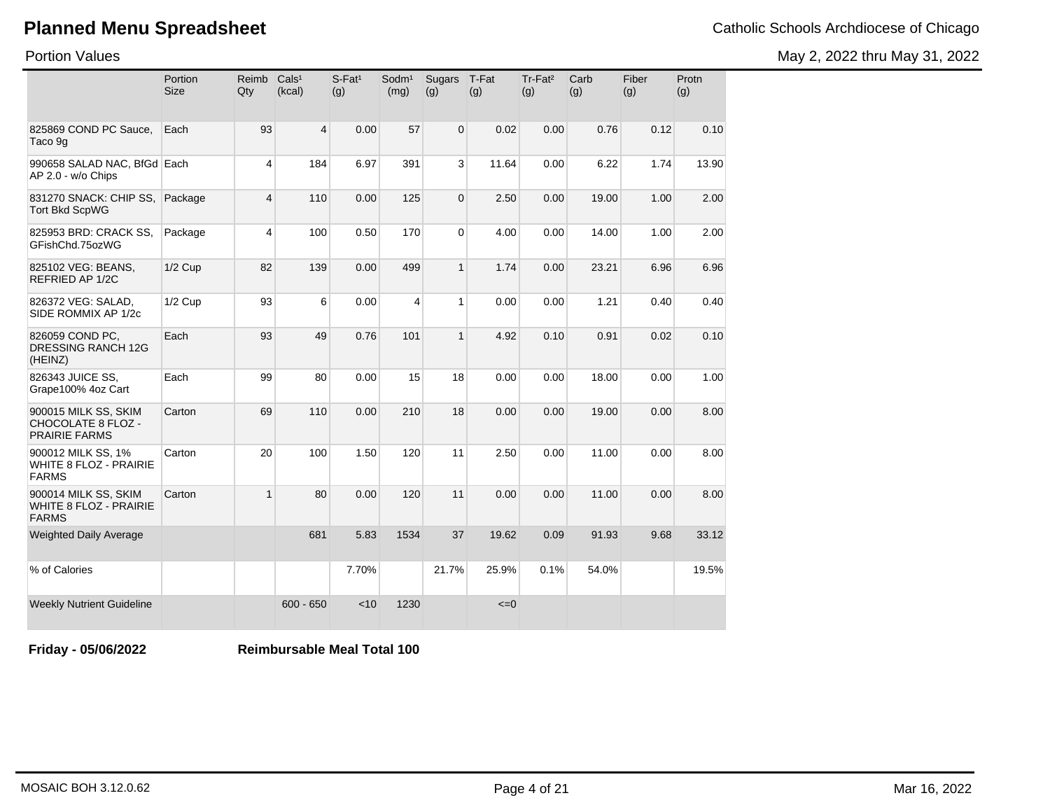# Planned Menu Spreadsheet

Catholic Schools Archdiocese of Chicago

Portion Values

May 2, 2022 thru May 31, 2022

| | Portion Size | Reimb Qty | Cals[1] (kcal) | S-Fat[1] (g) | Sodm[1] (mg) | Sugars (g) | T-Fat (g) | Tr-Fat[2] (g) | Carb (g) | Fiber (g) | Protn (g) |
|---|---|---|---|---|---|---|---|---|---|---|---|
| 825869 COND PC Sauce, Taco 9g | Each | 93 | 4 | 0.00 | 57 | 0 | 0.02 | 0.00 | 0.76 | 0.12 | 0.10 |
| 990658 SALAD NAC, BfGd AP 2.0 - w/o Chips | Each | 4 | 184 | 6.97 | 391 | 3 | 11.64 | 0.00 | 6.22 | 1.74 | 13.90 |
| 831270 SNACK: CHIP SS, Tort Bkd ScpWG | Package | 4 | 110 | 0.00 | 125 | 0 | 2.50 | 0.00 | 19.00 | 1.00 | 2.00 |
| 825953 BRD: CRACK SS, GFishChd.75ozWG | Package | 4 | 100 | 0.50 | 170 | 0 | 4.00 | 0.00 | 14.00 | 1.00 | 2.00 |
| 825102 VEG: BEANS, REFRIED AP 1/2C | 1/2 Cup | 82 | 139 | 0.00 | 499 | 1 | 1.74 | 0.00 | 23.21 | 6.96 | 6.96 |
| 826372 VEG: SALAD, SIDE ROMMIX AP 1/2c | 1/2 Cup | 93 | 6 | 0.00 | 4 | 1 | 0.00 | 0.00 | 1.21 | 0.40 | 0.40 |
| 826059 COND PC, DRESSING RANCH 12G (HEINZ) | Each | 93 | 49 | 0.76 | 101 | 1 | 4.92 | 0.10 | 0.91 | 0.02 | 0.10 |
| 826343 JUICE SS, Grape100% 4oz Cart | Each | 99 | 80 | 0.00 | 15 | 18 | 0.00 | 0.00 | 18.00 | 0.00 | 1.00 |
| 900015 MILK SS, SKIM CHOCOLATE 8 FLOZ - PRAIRIE FARMS | Carton | 69 | 110 | 0.00 | 210 | 18 | 0.00 | 0.00 | 19.00 | 0.00 | 8.00 |
| 900012 MILK SS, 1% WHITE 8 FLOZ - PRAIRIE FARMS | Carton | 20 | 100 | 1.50 | 120 | 11 | 2.50 | 0.00 | 11.00 | 0.00 | 8.00 |
| 900014 MILK SS, SKIM WHITE 8 FLOZ - PRAIRIE FARMS | Carton | 1 | 80 | 0.00 | 120 | 11 | 0.00 | 0.00 | 11.00 | 0.00 | 8.00 |
| Weighted Daily Average | | | 681 | 5.83 | 1534 | 37 | 19.62 | 0.09 | 91.93 | 9.68 | 33.12 |
| % of Calories | | | | 7.70% | | 21.7% | 25.9% | 0.1% | 54.0% | | 19.5% |
| Weekly Nutrient Guideline | | | 600 - 650 | <10 | 1230 | | <=0 | | | | |

**Friday - 05/06/2022** **Reimbursable Meal Total 100**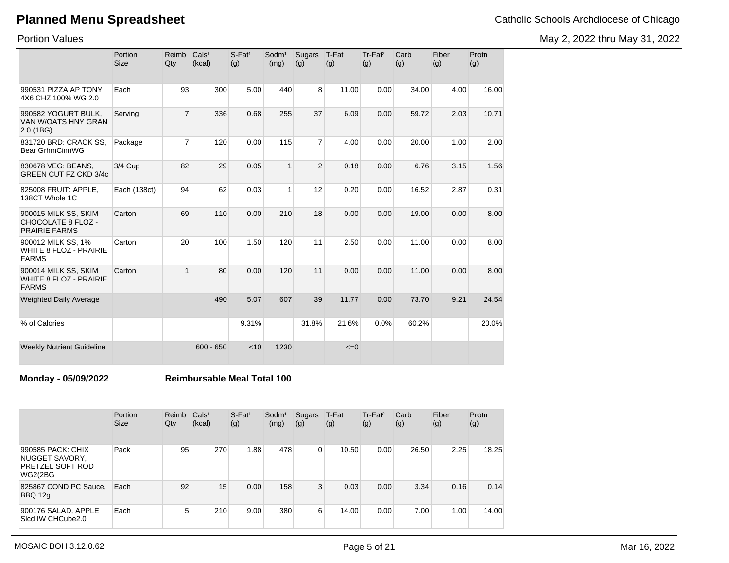# Planned Menu Spreadsheet

Catholic Schools Archdiocese of Chicago

Portion Values

May 2, 2022 thru May 31, 2022

| | Portion Size | Reimb Qty | Cals¹ (kcal) | S-Fat¹ (g) | Sodm¹ (mg) | Sugars (g) | T-Fat (g) | Tr-Fat² (g) | Carb (g) | Fiber (g) | Protn (g) |
|---|---|---|---|---|---|---|---|---|---|---|---|
| 990531 PIZZA AP TONY 4X6 CHZ 100% WG 2.0 | Each | 93 | 300 | 5.00 | 440 | 8 | 11.00 | 0.00 | 34.00 | 4.00 | 16.00 |
| 990582 YOGURT BULK, VAN W/OATS HNY GRAN 2.0 (1BG) | Serving | 7 | 336 | 0.68 | 255 | 37 | 6.09 | 0.00 | 59.72 | 2.03 | 10.71 |
| 831720 BRD: CRACK SS, Bear GrhmCinnWG | Package | 7 | 120 | 0.00 | 115 | 7 | 4.00 | 0.00 | 20.00 | 1.00 | 2.00 |
| 830678 VEG: BEANS, GREEN CUT FZ CKD 3/4c | 3/4 Cup | 82 | 29 | 0.05 | 1 | 2 | 0.18 | 0.00 | 6.76 | 3.15 | 1.56 |
| 825008 FRUIT: APPLE, 138CT Whole 1C | Each (138ct) | 94 | 62 | 0.03 | 1 | 12 | 0.20 | 0.00 | 16.52 | 2.87 | 0.31 |
| 900015 MILK SS, SKIM CHOCOLATE 8 FLOZ - PRAIRIE FARMS | Carton | 69 | 110 | 0.00 | 210 | 18 | 0.00 | 0.00 | 19.00 | 0.00 | 8.00 |
| 900012 MILK SS, 1% WHITE 8 FLOZ - PRAIRIE FARMS | Carton | 20 | 100 | 1.50 | 120 | 11 | 2.50 | 0.00 | 11.00 | 0.00 | 8.00 |
| 900014 MILK SS, SKIM WHITE 8 FLOZ - PRAIRIE FARMS | Carton | 1 | 80 | 0.00 | 120 | 11 | 0.00 | 0.00 | 11.00 | 0.00 | 8.00 |
| Weighted Daily Average | | | 490 | 5.07 | 607 | 39 | 11.77 | 0.00 | 73.70 | 9.21 | 24.54 |
| % of Calories | | | | 9.31% | | 31.8% | 21.6% | 0.0% | 60.2% | | 20.0% |
| Weekly Nutrient Guideline | | | 600 - 650 | <10 | 1230 | | <=0 | | | | |

**Monday - 05/09/2022** **Reimbursable Meal Total 100**

| | Portion Size | Reimb Qty | Cals¹ (kcal) | S-Fat¹ (g) | Sodm¹ (mg) | Sugars (g) | T-Fat (g) | Tr-Fat² (g) | Carb (g) | Fiber (g) | Protn (g) |
|---|---|---|---|---|---|---|---|---|---|---|---|
| 990585 PACK: CHIX NUGGET SAVORY, PRETZEL SOFT ROD WG2(2BG | Pack | 95 | 270 | 1.88 | 478 | 0 | 10.50 | 0.00 | 26.50 | 2.25 | 18.25 |
| 825867 COND PC Sauce, BBQ 12g | Each | 92 | 15 | 0.00 | 158 | 3 | 0.03 | 0.00 | 3.34 | 0.16 | 0.14 |
| 900176 SALAD, APPLE Slcd IW CHCube2.0 | Each | 5 | 210 | 9.00 | 380 | 6 | 14.00 | 0.00 | 7.00 | 1.00 | 14.00 |

MOSAIC BOH 3.12.0.62

Mar 16, 2022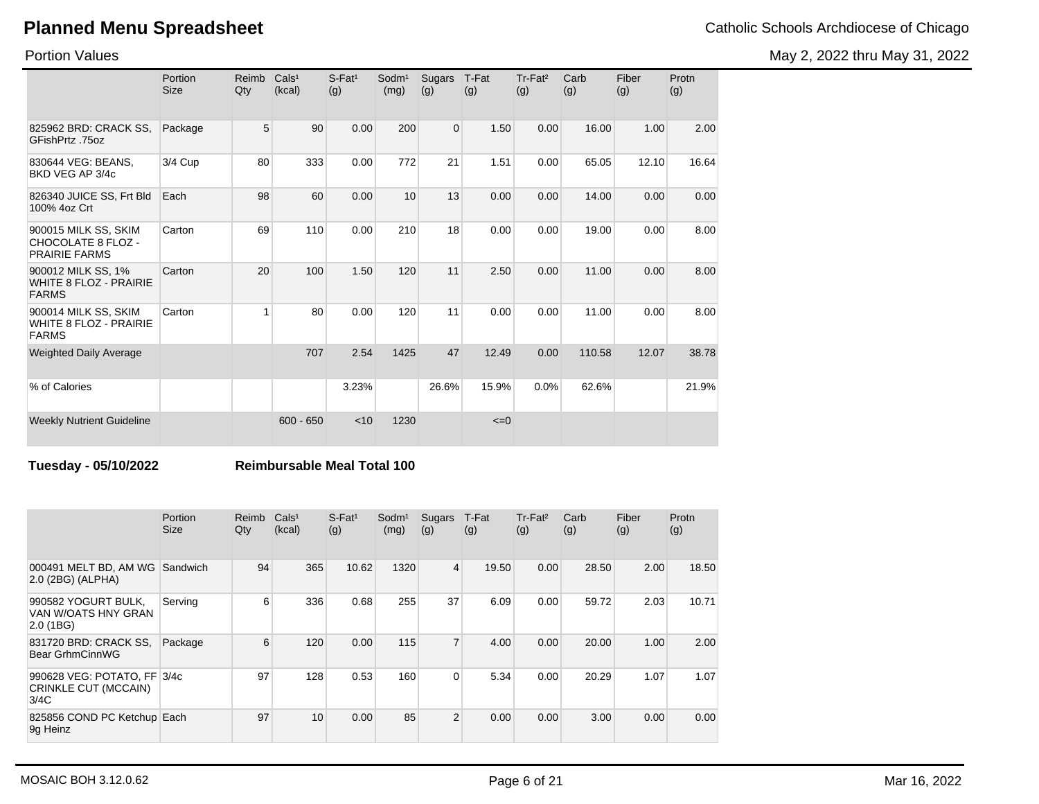# Planned Menu Spreadsheet

Catholic Schools Archdiocese of Chicago

Portion Values

May 2, 2022 thru May 31, 2022

| | Portion Size | Reimb Qty | Cals[1] (kcal) | S-Fat[1] (g) | Sodm[1] (mg) | Sugars (g) | T-Fat (g) | Tr-Fat[2] (g) | Carb (g) | Fiber (g) | Protn (g) |
|---|---|---|---|---|---|---|---|---|---|---|---|
| 825962 BRD: CRACK SS, GFishPrtz .75oz | Package | 5 | 90 | 0.00 | 200 | 0 | 1.50 | 0.00 | 16.00 | 1.00 | 2.00 |
| 830644 VEG: BEANS, BKD VEG AP 3/4c | 3/4 Cup | 80 | 333 | 0.00 | 772 | 21 | 1.51 | 0.00 | 65.05 | 12.10 | 16.64 |
| 826340 JUICE SS, Frt Bld 100% 4oz Crt | Each | 98 | 60 | 0.00 | 10 | 13 | 0.00 | 0.00 | 14.00 | 0.00 | 0.00 |
| 900015 MILK SS, SKIM CHOCOLATE 8 FLOZ - PRAIRIE FARMS | Carton | 69 | 110 | 0.00 | 210 | 18 | 0.00 | 0.00 | 19.00 | 0.00 | 8.00 |
| 900012 MILK SS, 1% WHITE 8 FLOZ - PRAIRIE FARMS | Carton | 20 | 100 | 1.50 | 120 | 11 | 2.50 | 0.00 | 11.00 | 0.00 | 8.00 |
| 900014 MILK SS, SKIM WHITE 8 FLOZ - PRAIRIE FARMS | Carton | 1 | 80 | 0.00 | 120 | 11 | 0.00 | 0.00 | 11.00 | 0.00 | 8.00 |
| Weighted Daily Average | | | 707 | 2.54 | 1425 | 47 | 12.49 | 0.00 | 110.58 | 12.07 | 38.78 |
| % of Calories | | | | 3.23% | | 26.6% | 15.9% | 0.0% | 62.6% | | 21.9% |
| Weekly Nutrient Guideline | | | 600 - 650 | <10 | 1230 | | <=0 | | | | |

**Tuesday - 05/10/2022** **Reimbursable Meal Total 100**

| | Portion Size | Reimb Qty | Cals[1] (kcal) | S-Fat[1] (g) | Sodm[1] (mg) | Sugars (g) | T-Fat (g) | Tr-Fat[2] (g) | Carb (g) | Fiber (g) | Protn (g) |
|---|---|---|---|---|---|---|---|---|---|---|---|
| 000491 MELT BD, AM WG 2.0 (2BG) (ALPHA) | Sandwich | 94 | 365 | 10.62 | 1320 | 4 | 19.50 | 0.00 | 28.50 | 2.00 | 18.50 |
| 990582 YOGURT BULK, VAN W/OATS HNY GRAN 2.0 (1BG) | Serving | 6 | 336 | 0.68 | 255 | 37 | 6.09 | 0.00 | 59.72 | 2.03 | 10.71 |
| 831720 BRD: CRACK SS, Bear GrhmCinnWG | Package | 6 | 120 | 0.00 | 115 | 7 | 4.00 | 0.00 | 20.00 | 1.00 | 2.00 |
| 990628 VEG: POTATO, FF CRINKLE CUT (MCCAIN) 3/4C | 3/4c | 97 | 128 | 0.53 | 160 | 0 | 5.34 | 0.00 | 20.29 | 1.07 | 1.07 |
| 825856 COND PC Ketchup 9g Heinz | Each | 97 | 10 | 0.00 | 85 | 2 | 0.00 | 0.00 | 3.00 | 0.00 | 0.00 |

MOSAIC BOH 3.12.0.62

Mar 16, 2022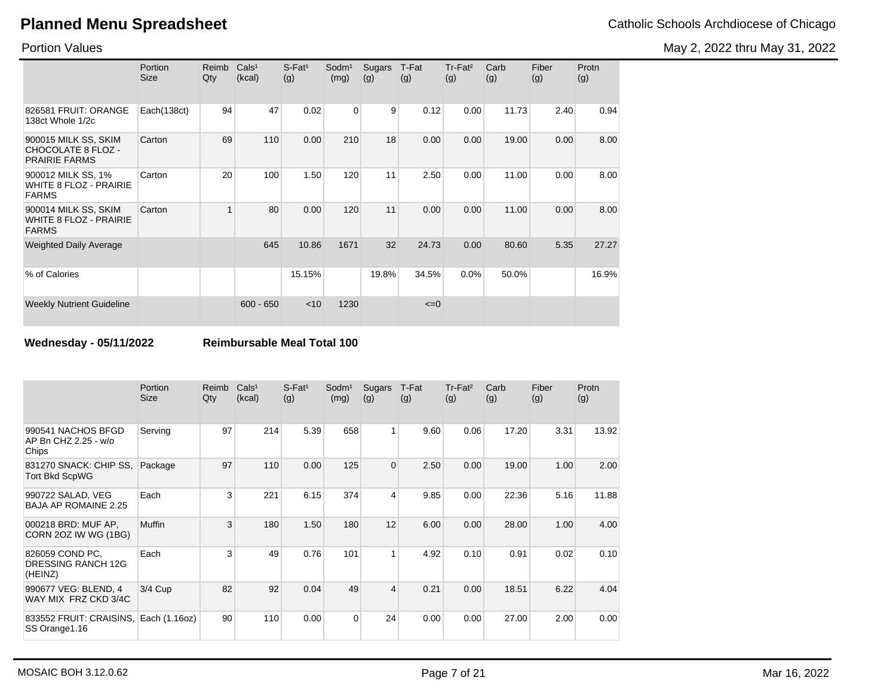# Planned Menu Spreadsheet

Catholic Schools Archdiocese of Chicago

Portion Values

May 2, 2022 thru May 31, 2022

| | Portion Size | Reimb Qty | Cals¹ (kcal) | S-Fat¹ (g) | Sodm¹ (mg) | Sugars (g) | T-Fat (g) | Tr-Fat² (g) | Carb (g) | Fiber (g) | Protn (g) |
|---|---|---|---|---|---|---|---|---|---|---|---|
| 826581 FRUIT: ORANGE 138ct Whole 1/2c | Each(138ct) | 94 | 47 | 0.02 | 0 | 9 | 0.12 | 0.00 | 11.73 | 2.40 | 0.94 |
| 900015 MILK SS, SKIM CHOCOLATE 8 FLOZ - PRAIRIE FARMS | Carton | 69 | 110 | 0.00 | 210 | 18 | 0.00 | 0.00 | 19.00 | 0.00 | 8.00 |
| 900012 MILK SS, 1% WHITE 8 FLOZ - PRAIRIE FARMS | Carton | 20 | 100 | 1.50 | 120 | 11 | 2.50 | 0.00 | 11.00 | 0.00 | 8.00 |
| 900014 MILK SS, SKIM WHITE 8 FLOZ - PRAIRIE FARMS | Carton | 1 | 80 | 0.00 | 120 | 11 | 0.00 | 0.00 | 11.00 | 0.00 | 8.00 |
| Weighted Daily Average | | | 645 | 10.86 | 1671 | 32 | 24.73 | 0.00 | 80.60 | 5.35 | 27.27 |
| % of Calories | | | | 15.15% | | 19.8% | 34.5% | 0.0% | 50.0% | | 16.9% |
| Weekly Nutrient Guideline | | | 600 - 650 | <10 | 1230 | | <=0 | | | | |

**Wednesday - 05/11/2022** **Reimbursable Meal Total 100**

| | Portion Size | Reimb Qty | Cals¹ (kcal) | S-Fat¹ (g) | Sodm¹ (mg) | Sugars (g) | T-Fat (g) | Tr-Fat² (g) | Carb (g) | Fiber (g) | Protn (g) |
|---|---|---|---|---|---|---|---|---|---|---|---|
| 990541 NACHOS BFGD AP Bn CHZ 2.25 - w/o Chips | Serving | 97 | 214 | 5.39 | 658 | 1 | 9.60 | 0.06 | 17.20 | 3.31 | 13.92 |
| 831270 SNACK: CHIP SS, Tort Bkd ScpWG | Package | 97 | 110 | 0.00 | 125 | 0 | 2.50 | 0.00 | 19.00 | 1.00 | 2.00 |
| 990722 SALAD, VEG BAJA AP ROMAINE 2.25 | Each | 3 | 221 | 6.15 | 374 | 4 | 9.85 | 0.00 | 22.36 | 5.16 | 11.88 |
| 000218 BRD: MUF AP, CORN 2OZ IW WG (1BG) | Muffin | 3 | 180 | 1.50 | 180 | 12 | 6.00 | 0.00 | 28.00 | 1.00 | 4.00 |
| 826059 COND PC, DRESSING RANCH 12G (HEINZ) | Each | 3 | 49 | 0.76 | 101 | 1 | 4.92 | 0.10 | 0.91 | 0.02 | 0.10 |
| 990677 VEG: BLEND, 4 WAY MIX FRZ CKD 3/4C | 3/4 Cup | 82 | 92 | 0.04 | 49 | 4 | 0.21 | 0.00 | 18.51 | 6.22 | 4.04 |
| 833552 FRUIT: CRAISINS, SS Orange1.16 | Each (1.16oz) | 90 | 110 | 0.00 | 0 | 24 | 0.00 | 0.00 | 27.00 | 2.00 | 0.00 |

MOSAIC BOH 3.12.0.62

Mar 16, 2022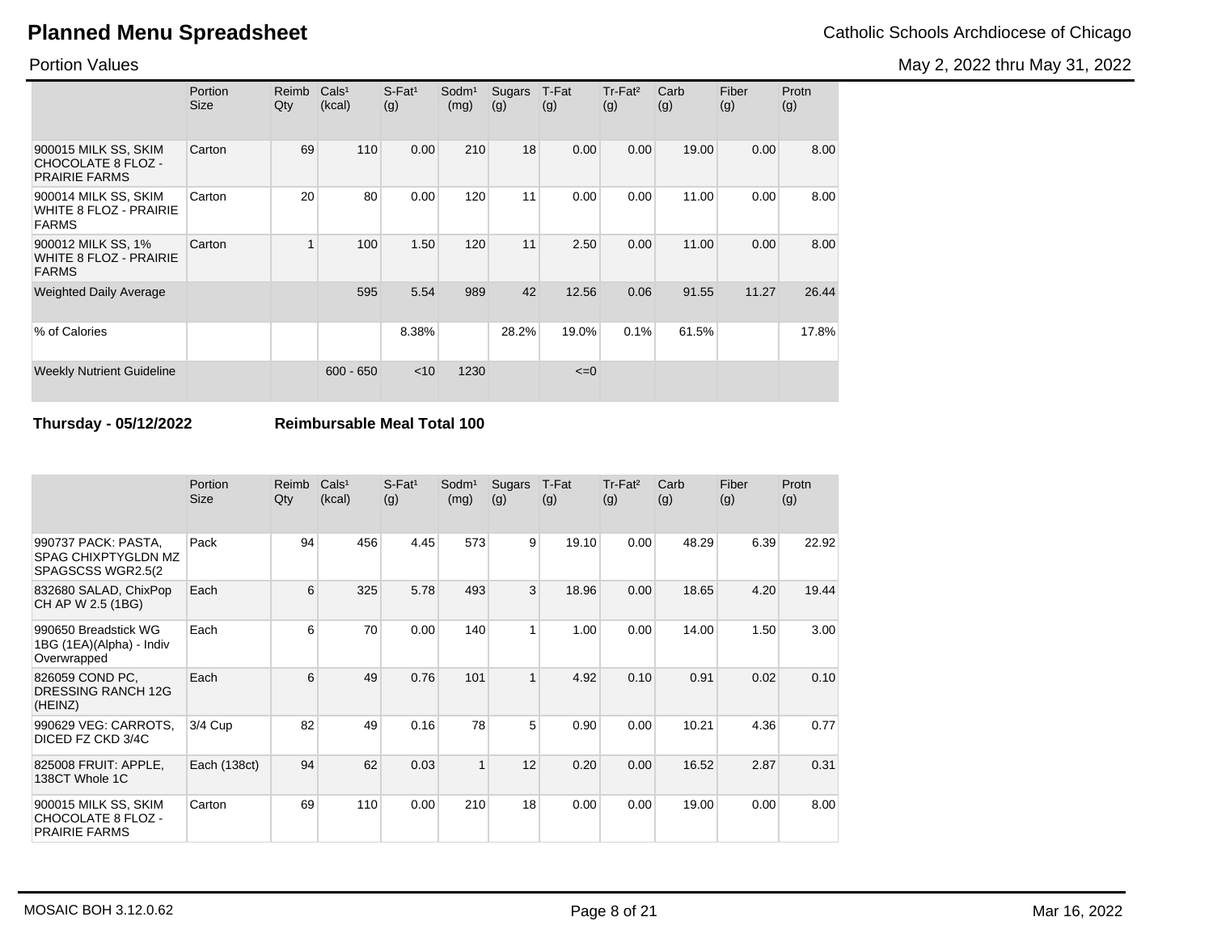# Planned Menu Spreadsheet

Catholic Schools Archdiocese of Chicago

Portion Values

May 2, 2022 thru May 31, 2022

| | Portion Size | Reimb Qty | Cals¹ (kcal) | S-Fat¹ (g) | Sodm¹ (mg) | Sugars (g) | T-Fat (g) | Tr-Fat² (g) | Carb (g) | Fiber (g) | Protn (g) |
|---|---|---|---|---|---|---|---|---|---|---|---|
| 900015 MILK SS, SKIM CHOCOLATE 8 FLOZ - PRAIRIE FARMS | Carton | 69 | 110 | 0.00 | 210 | 18 | 0.00 | 0.00 | 19.00 | 0.00 | 8.00 |
| 900014 MILK SS, SKIM WHITE 8 FLOZ - PRAIRIE FARMS | Carton | 20 | 80 | 0.00 | 120 | 11 | 0.00 | 0.00 | 11.00 | 0.00 | 8.00 |
| 900012 MILK SS, 1% WHITE 8 FLOZ - PRAIRIE FARMS | Carton | 1 | 100 | 1.50 | 120 | 11 | 2.50 | 0.00 | 11.00 | 0.00 | 8.00 |
| Weighted Daily Average | | | 595 | 5.54 | 989 | 42 | 12.56 | 0.06 | 91.55 | 11.27 | 26.44 |
| % of Calories | | | | 8.38% | | 28.2% | 19.0% | 0.1% | 61.5% | | 17.8% |
| Weekly Nutrient Guideline | | | 600 - 650 | <10 | 1230 | | <=0 | | | | |

**Thursday - 05/12/2022** **Reimbursable Meal Total 100**

| | Portion Size | Reimb Qty | Cals¹ (kcal) | S-Fat¹ (g) | Sodm¹ (mg) | Sugars (g) | T-Fat (g) | Tr-Fat² (g) | Carb (g) | Fiber (g) | Protn (g) |
|---|---|---|---|---|---|---|---|---|---|---|---|
| 990737 PACK: PASTA, SPAG CHIXPTYGLDN MZ SPAGSCSS WGR2.5(2 | Pack | 94 | 456 | 4.45 | 573 | 9 | 19.10 | 0.00 | 48.29 | 6.39 | 22.92 |
| 832680 SALAD, ChixPop CH AP W 2.5 (1BG) | Each | 6 | 325 | 5.78 | 493 | 3 | 18.96 | 0.00 | 18.65 | 4.20 | 19.44 |
| 990650 Breadstick WG 1BG (1EA)(Alpha) - Indiv Overwrapped | Each | 6 | 70 | 0.00 | 140 | 1 | 1.00 | 0.00 | 14.00 | 1.50 | 3.00 |
| 826059 COND PC, DRESSING RANCH 12G (HEINZ) | Each | 6 | 49 | 0.76 | 101 | 1 | 4.92 | 0.10 | 0.91 | 0.02 | 0.10 |
| 990629 VEG: CARROTS, DICED FZ CKD 3/4C | 3/4 Cup | 82 | 49 | 0.16 | 78 | 5 | 0.90 | 0.00 | 10.21 | 4.36 | 0.77 |
| 825008 FRUIT: APPLE, 138CT Whole 1C | Each (138ct) | 94 | 62 | 0.03 | 1 | 12 | 0.20 | 0.00 | 16.52 | 2.87 | 0.31 |
| 900015 MILK SS, SKIM CHOCOLATE 8 FLOZ - PRAIRIE FARMS | Carton | 69 | 110 | 0.00 | 210 | 18 | 0.00 | 0.00 | 19.00 | 0.00 | 8.00 |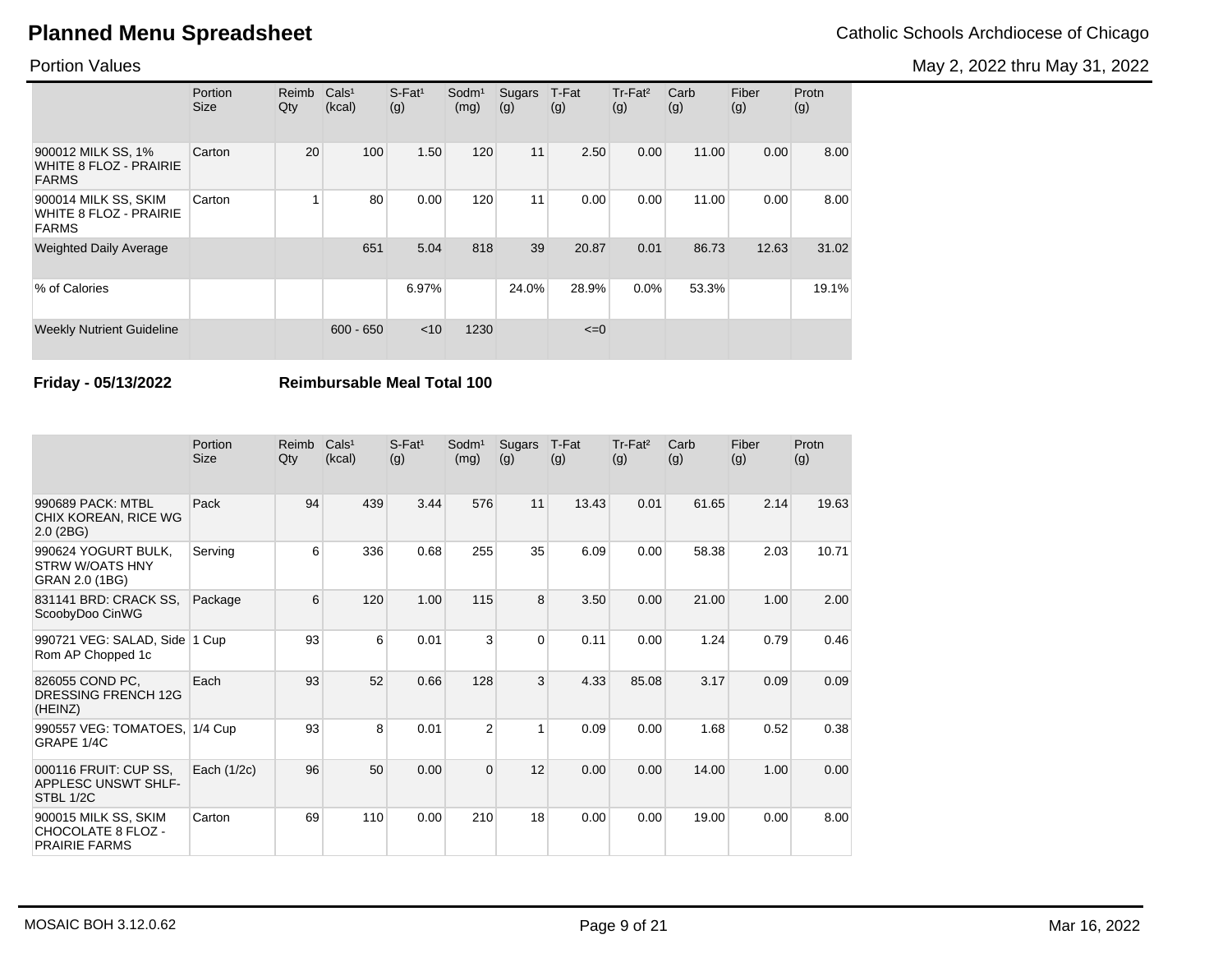# Planned Menu Spreadsheet

Catholic Schools Archdiocese of Chicago

Portion Values

May 2, 2022 thru May 31, 2022

| | Portion Size | Reimb Qty | Cals¹ (kcal) | S-Fat¹ (g) | Sodm¹ (mg) | Sugars (g) | T-Fat (g) | Tr-Fat² (g) | Carb (g) | Fiber (g) | Protn (g) |
|---|---|---|---|---|---|---|---|---|---|---|---|
| 900012 MILK SS, 1% WHITE 8 FLOZ - PRAIRIE FARMS | Carton | 20 | 100 | 1.50 | 120 | 11 | 2.50 | 0.00 | 11.00 | 0.00 | 8.00 |
| 900014 MILK SS, SKIM WHITE 8 FLOZ - PRAIRIE FARMS | Carton | 1 | 80 | 0.00 | 120 | 11 | 0.00 | 0.00 | 11.00 | 0.00 | 8.00 |
| Weighted Daily Average | | | 651 | 5.04 | 818 | 39 | 20.87 | 0.01 | 86.73 | 12.63 | 31.02 |
| % of Calories | | | | 6.97% | | 24.0% | 28.9% | 0.0% | 53.3% | | 19.1% |
| Weekly Nutrient Guideline | | | 600 - 650 | <10 | 1230 | | <=0 | | | | |

**Friday - 05/13/2022** **Reimbursable Meal Total 100**

| | Portion Size | Reimb Qty | Cals¹ (kcal) | S-Fat¹ (g) | Sodm¹ (mg) | Sugars (g) | T-Fat (g) | Tr-Fat² (g) | Carb (g) | Fiber (g) | Protn (g) |
|---|---|---|---|---|---|---|---|---|---|---|---|
| 990689 PACK: MTBL CHIX KOREAN, RICE WG 2.0 (2BG) | Pack | 94 | 439 | 3.44 | 576 | 11 | 13.43 | 0.01 | 61.65 | 2.14 | 19.63 |
| 990624 YOGURT BULK, STRW W/OATS HNY GRAN 2.0 (1BG) | Serving | 6 | 336 | 0.68 | 255 | 35 | 6.09 | 0.00 | 58.38 | 2.03 | 10.71 |
| 831141 BRD: CRACK SS, ScoobyDoo CinWG | Package | 6 | 120 | 1.00 | 115 | 8 | 3.50 | 0.00 | 21.00 | 1.00 | 2.00 |
| 990721 VEG: SALAD, Side Rom AP Chopped 1c | 1 Cup | 93 | 6 | 0.01 | 3 | 0 | 0.11 | 0.00 | 1.24 | 0.79 | 0.46 |
| 826055 COND PC, DRESSING FRENCH 12G (HEINZ) | Each | 93 | 52 | 0.66 | 128 | 3 | 4.33 | 85.08 | 3.17 | 0.09 | 0.09 |
| 990557 VEG: TOMATOES, GRAPE 1/4C | 1/4 Cup | 93 | 8 | 0.01 | 2 | 1 | 0.09 | 0.00 | 1.68 | 0.52 | 0.38 |
| 000116 FRUIT: CUP SS, APPLESC UNSWT SHLF-STBL 1/2C | Each (1/2c) | 96 | 50 | 0.00 | 0 | 12 | 0.00 | 0.00 | 14.00 | 1.00 | 0.00 |
| 900015 MILK SS, SKIM CHOCOLATE 8 FLOZ - PRAIRIE FARMS | Carton | 69 | 110 | 0.00 | 210 | 18 | 0.00 | 0.00 | 19.00 | 0.00 | 8.00 |

MOSAIC BOH 3.12.0.62

Mar 16, 2022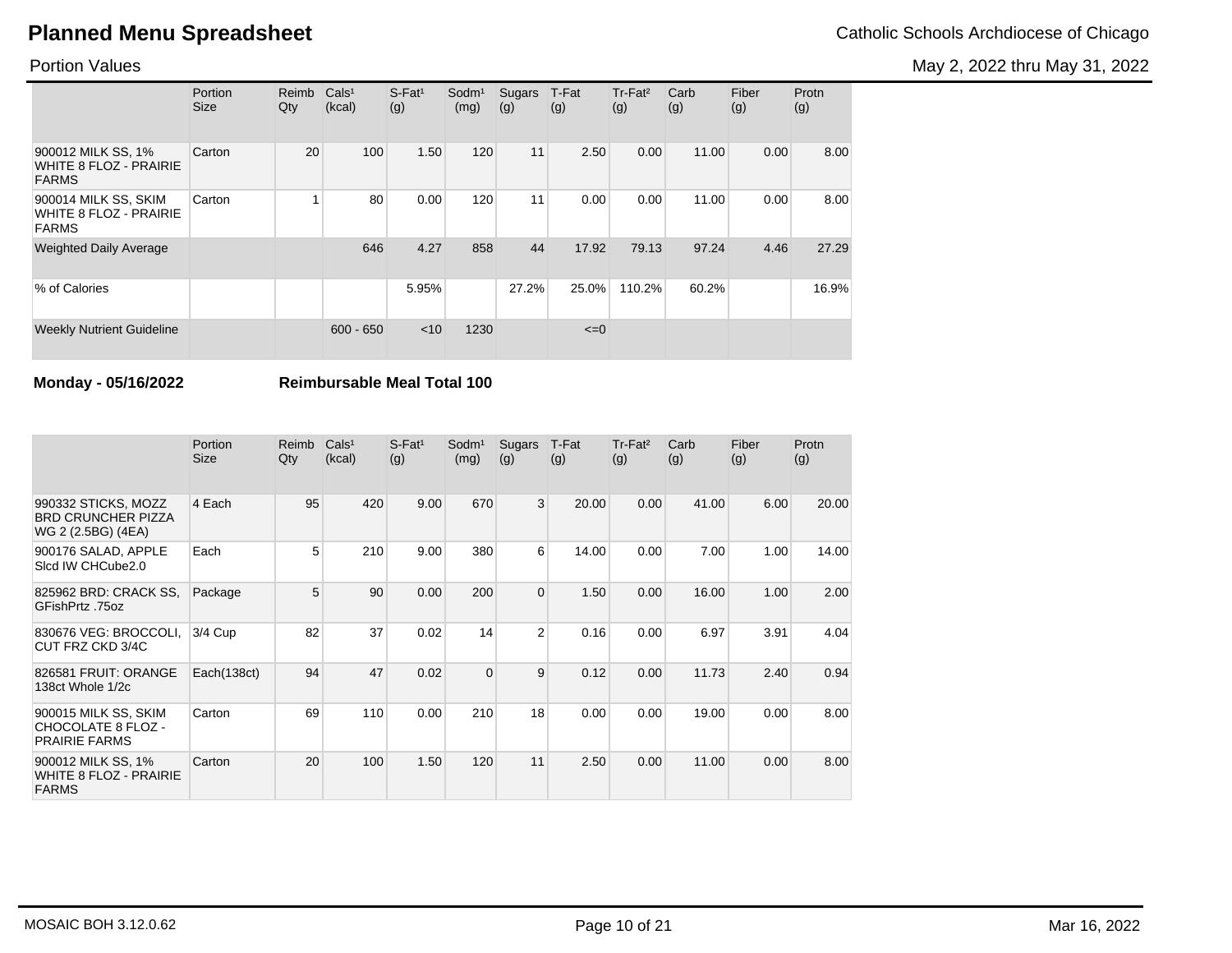# Planned Menu Spreadsheet

Catholic Schools Archdiocese of Chicago

Portion Values

May 2, 2022 thru May 31, 2022

| | Portion Size | Reimb Qty | Cals[1] (kcal) | S-Fat[1] (g) | Sodm[1] (mg) | Sugars (g) | T-Fat (g) | Tr-Fat[2] (g) | Carb (g) | Fiber (g) | Protn (g) |
|---|---|---|---|---|---|---|---|---|---|---|---|
| 900012 MILK SS, 1% WHITE 8 FLOZ - PRAIRIE FARMS | Carton | 20 | 100 | 1.50 | 120 | 11 | 2.50 | 0.00 | 11.00 | 0.00 | 8.00 |
| 900014 MILK SS, SKIM WHITE 8 FLOZ - PRAIRIE FARMS | Carton | 1 | 80 | 0.00 | 120 | 11 | 0.00 | 0.00 | 11.00 | 0.00 | 8.00 |
| Weighted Daily Average | | | 646 | 4.27 | 858 | 44 | 17.92 | 79.13 | 97.24 | 4.46 | 27.29 |
| % of Calories | | | | 5.95% | | 27.2% | 25.0% | 110.2% | 60.2% | | 16.9% |
| Weekly Nutrient Guideline | | | 600 - 650 | <10 | 1230 | | <=0 | | | | |

**Monday - 05/16/2022** **Reimbursable Meal Total 100**

| | Portion Size | Reimb Qty | Cals[1] (kcal) | S-Fat[1] (g) | Sodm[1] (mg) | Sugars (g) | T-Fat (g) | Tr-Fat[2] (g) | Carb (g) | Fiber (g) | Protn (g) |
|---|---|---|---|---|---|---|---|---|---|---|---|
| 990332 STICKS, MOZZ BRD CRUNCHER PIZZA WG 2 (2.5BG) (4EA) | 4 Each | 95 | 420 | 9.00 | 670 | 3 | 20.00 | 0.00 | 41.00 | 6.00 | 20.00 |
| 900176 SALAD, APPLE Slcd IW CHCube2.0 | Each | 5 | 210 | 9.00 | 380 | 6 | 14.00 | 0.00 | 7.00 | 1.00 | 14.00 |
| 825962 BRD: CRACK SS, GFishPrtz .75oz | Package | 5 | 90 | 0.00 | 200 | 0 | 1.50 | 0.00 | 16.00 | 1.00 | 2.00 |
| 830676 VEG: BROCCOLI, CUT FRZ CKD 3/4C | 3/4 Cup | 82 | 37 | 0.02 | 14 | 2 | 0.16 | 0.00 | 6.97 | 3.91 | 4.04 |
| 826581 FRUIT: ORANGE 138ct Whole 1/2c | Each(138ct) | 94 | 47 | 0.02 | 0 | 9 | 0.12 | 0.00 | 11.73 | 2.40 | 0.94 |
| 900015 MILK SS, SKIM CHOCOLATE 8 FLOZ - PRAIRIE FARMS | Carton | 69 | 110 | 0.00 | 210 | 18 | 0.00 | 0.00 | 19.00 | 0.00 | 8.00 |
| 900012 MILK SS, 1% WHITE 8 FLOZ - PRAIRIE FARMS | Carton | 20 | 100 | 1.50 | 120 | 11 | 2.50 | 0.00 | 11.00 | 0.00 | 8.00 |

MOSAIC BOH 3.12.0.62 Mar 16, 2022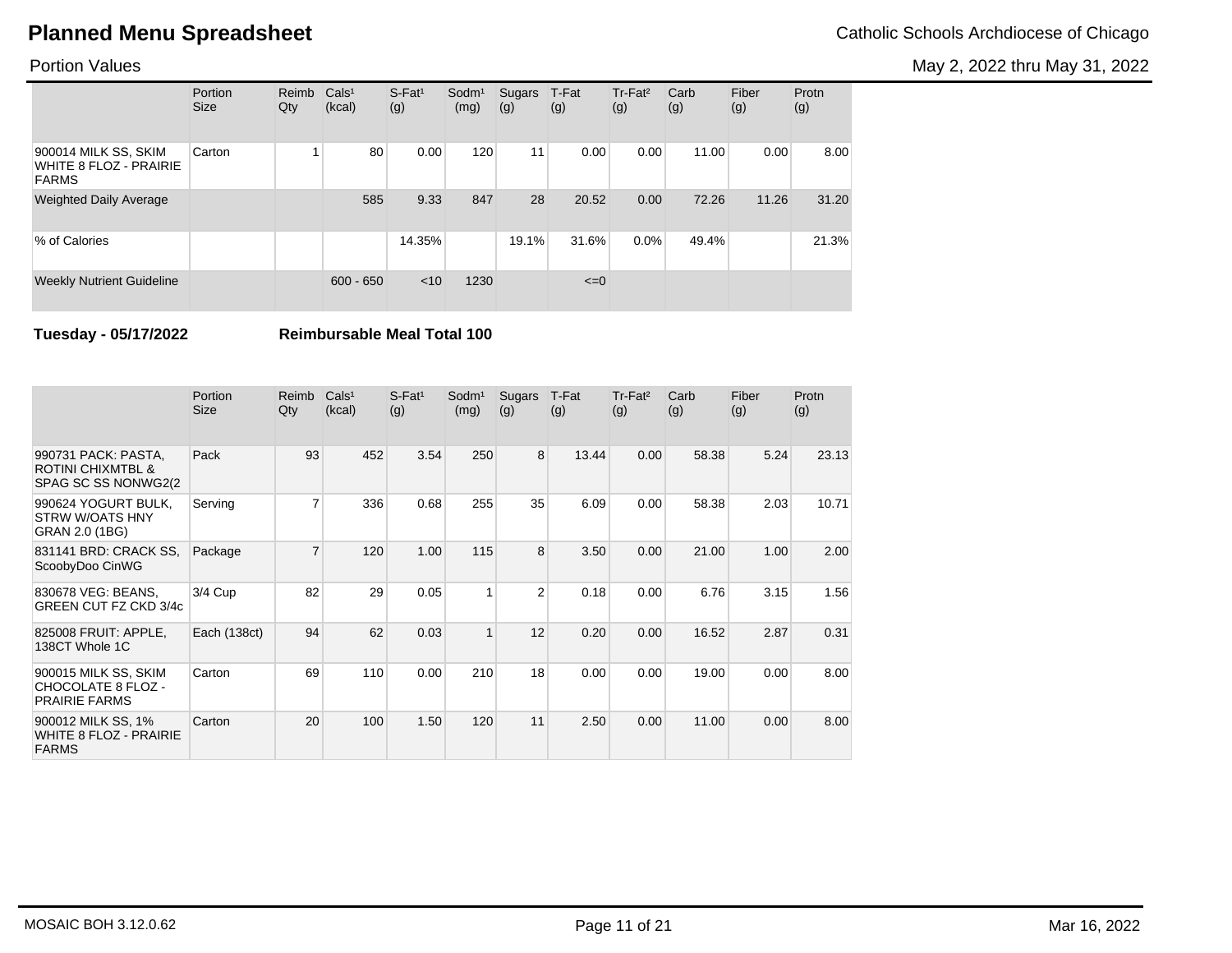# Planned Menu Spreadsheet

Catholic Schools Archdiocese of Chicago

Portion Values

May 2, 2022 thru May 31, 2022

| | Portion Size | Reimb Qty | Cals¹ (kcal) | S-Fat¹ (g) | Sodm¹ (mg) | Sugars (g) | T-Fat (g) | Tr-Fat² (g) | Carb (g) | Fiber (g) | Protn (g) |
|---|---|---|---|---|---|---|---|---|---|---|---|
| 900014 MILK SS, SKIM WHITE 8 FLOZ - PRAIRIE FARMS | Carton | 1 | 80 | 0.00 | 120 | 11 | 0.00 | 0.00 | 11.00 | 0.00 | 8.00 |
| Weighted Daily Average | | | 585 | 9.33 | 847 | 28 | 20.52 | 0.00 | 72.26 | 11.26 | 31.20 |
| % of Calories | | | | 14.35% | | 19.1% | 31.6% | 0.0% | 49.4% | | 21.3% |
| Weekly Nutrient Guideline | | | 600 - 650 | <10 | 1230 | | <=0 | | | | |

**Tuesday - 05/17/2022** **Reimbursable Meal Total 100**

| | Portion Size | Reimb Qty | Cals¹ (kcal) | S-Fat¹ (g) | Sodm¹ (mg) | Sugars (g) | T-Fat (g) | Tr-Fat² (g) | Carb (g) | Fiber (g) | Protn (g) |
|---|---|---|---|---|---|---|---|---|---|---|---|
| 990731 PACK: PASTA, ROTINI CHIXMTBL & SPAG SC SS NONWG2(2 | Pack | 93 | 452 | 3.54 | 250 | 8 | 13.44 | 0.00 | 58.38 | 5.24 | 23.13 |
| 990624 YOGURT BULK, STRW W/OATS HNY GRAN 2.0 (1BG) | Serving | 7 | 336 | 0.68 | 255 | 35 | 6.09 | 0.00 | 58.38 | 2.03 | 10.71 |
| 831141 BRD: CRACK SS, ScoobyDoo CinWG | Package | 7 | 120 | 1.00 | 115 | 8 | 3.50 | 0.00 | 21.00 | 1.00 | 2.00 |
| 830678 VEG: BEANS, GREEN CUT FZ CKD 3/4c | 3/4 Cup | 82 | 29 | 0.05 | 1 | 2 | 0.18 | 0.00 | 6.76 | 3.15 | 1.56 |
| 825008 FRUIT: APPLE, 138CT Whole 1C | Each (138ct) | 94 | 62 | 0.03 | 1 | 12 | 0.20 | 0.00 | 16.52 | 2.87 | 0.31 |
| 900015 MILK SS, SKIM CHOCOLATE 8 FLOZ - PRAIRIE FARMS | Carton | 69 | 110 | 0.00 | 210 | 18 | 0.00 | 0.00 | 19.00 | 0.00 | 8.00 |
| 900012 MILK SS, 1% WHITE 8 FLOZ - PRAIRIE FARMS | Carton | 20 | 100 | 1.50 | 120 | 11 | 2.50 | 0.00 | 11.00 | 0.00 | 8.00 |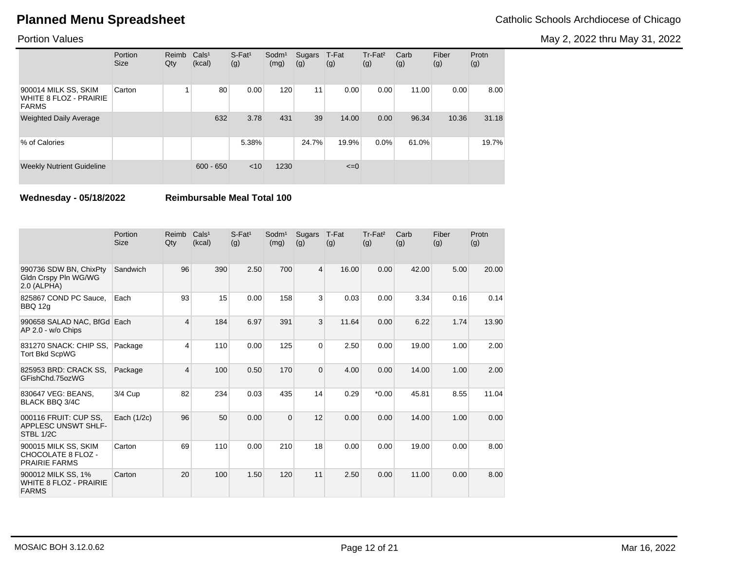# Planned Menu Spreadsheet

Catholic Schools Archdiocese of Chicago

Portion Values

May 2, 2022 thru May 31, 2022

| | Portion Size | Reimb Qty | Cals[1] (kcal) | S-Fat[1] (g) | Sodm[1] (mg) | Sugars (g) | T-Fat (g) | Tr-Fat[2] (g) | Carb (g) | Fiber (g) | Protn (g) |
|---|---|---|---|---|---|---|---|---|---|---|---|
| 900014 MILK SS, SKIM WHITE 8 FLOZ - PRAIRIE FARMS | Carton | 1 | 80 | 0.00 | 120 | 11 | 0.00 | 0.00 | 11.00 | 0.00 | 8.00 |
| Weighted Daily Average | | | 632 | 3.78 | 431 | 39 | 14.00 | 0.00 | 96.34 | 10.36 | 31.18 |
| % of Calories | | | | 5.38% | | 24.7% | 19.9% | 0.0% | 61.0% | | 19.7% |
| Weekly Nutrient Guideline | | | 600 - 650 | <10 | 1230 | | <=0 | | | | |

**Wednesday - 05/18/2022** **Reimbursable Meal Total 100**

| | Portion Size | Reimb Qty | Cals[1] (kcal) | S-Fat[1] (g) | Sodm[1] (mg) | Sugars (g) | T-Fat (g) | Tr-Fat[2] (g) | Carb (g) | Fiber (g) | Protn (g) |
|---|---|---|---|---|---|---|---|---|---|---|---|
| 990736 SDW BN, ChixPty Gldn Crspy Pln WG/WG 2.0 (ALPHA) | Sandwich | 96 | 390 | 2.50 | 700 | 4 | 16.00 | 0.00 | 42.00 | 5.00 | 20.00 |
| 825867 COND PC Sauce, BBQ 12g | Each | 93 | 15 | 0.00 | 158 | 3 | 0.03 | 0.00 | 3.34 | 0.16 | 0.14 |
| 990658 SALAD NAC, BfGd AP 2.0 - w/o Chips | Each | 4 | 184 | 6.97 | 391 | 3 | 11.64 | 0.00 | 6.22 | 1.74 | 13.90 |
| 831270 SNACK: CHIP SS, Tort Bkd ScpWG | Package | 4 | 110 | 0.00 | 125 | 0 | 2.50 | 0.00 | 19.00 | 1.00 | 2.00 |
| 825953 BRD: CRACK SS, GFishChd.75ozWG | Package | 4 | 100 | 0.50 | 170 | 0 | 4.00 | 0.00 | 14.00 | 1.00 | 2.00 |
| 830647 VEG: BEANS, BLACK BBQ 3/4C | 3/4 Cup | 82 | 234 | 0.03 | 435 | 14 | 0.29 | *0.00 | 45.81 | 8.55 | 11.04 |
| 000116 FRUIT: CUP SS, APPLESC UNSWT SHLF-STBL 1/2C | Each (1/2c) | 96 | 50 | 0.00 | 0 | 12 | 0.00 | 0.00 | 14.00 | 1.00 | 0.00 |
| 900015 MILK SS, SKIM CHOCOLATE 8 FLOZ - PRAIRIE FARMS | Carton | 69 | 110 | 0.00 | 210 | 18 | 0.00 | 0.00 | 19.00 | 0.00 | 8.00 |
| 900012 MILK SS, 1% WHITE 8 FLOZ - PRAIRIE FARMS | Carton | 20 | 100 | 1.50 | 120 | 11 | 2.50 | 0.00 | 11.00 | 0.00 | 8.00 |

MOSAIC BOH 3.12.0.62

Mar 16, 2022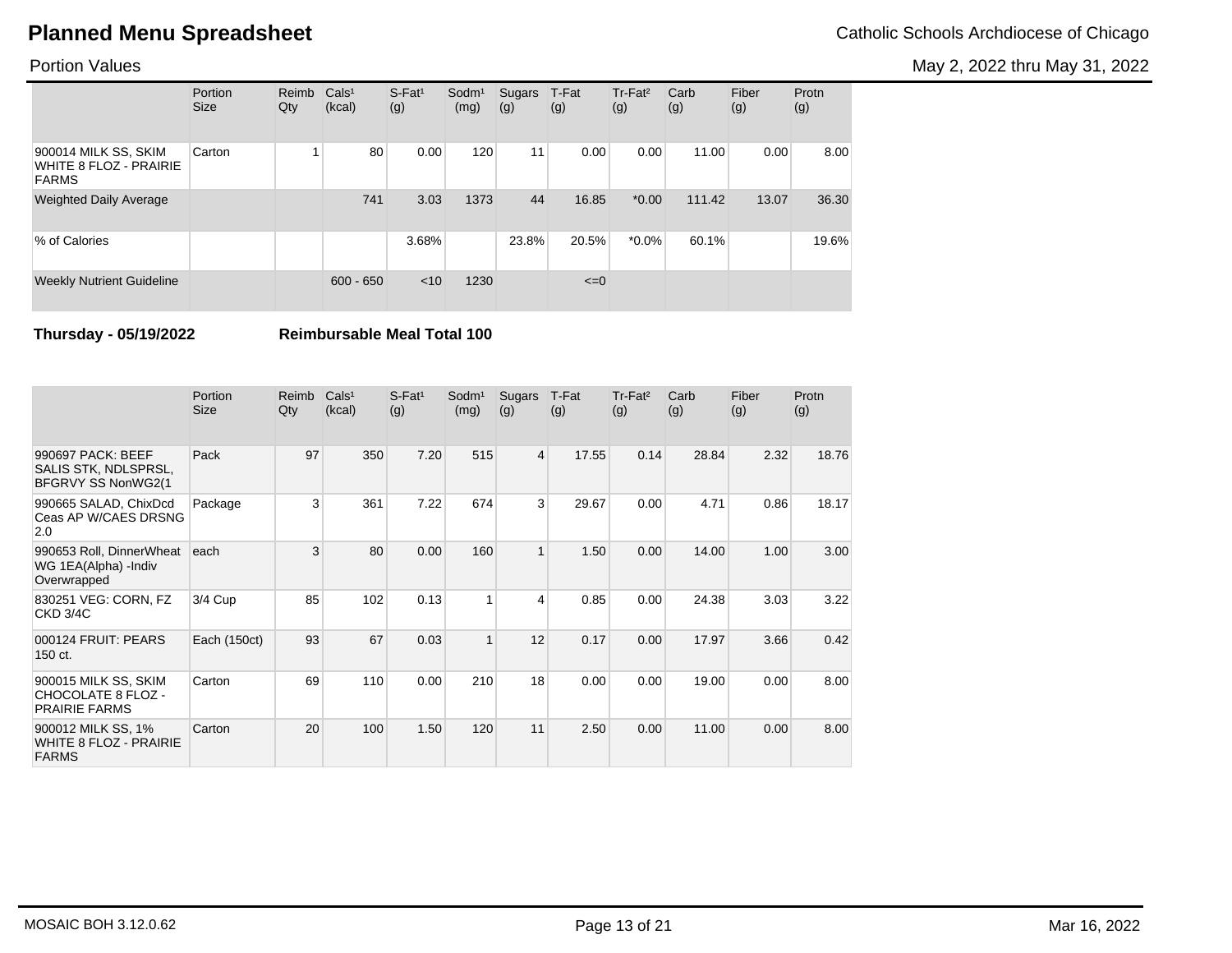# Planned Menu Spreadsheet

Catholic Schools Archdiocese of Chicago

Portion Values

May 2, 2022 thru May 31, 2022

| | Portion Size | Reimb Qty | Cals¹ (kcal) | S-Fat¹ (g) | Sodm¹ (mg) | Sugars (g) | T-Fat (g) | Tr-Fat² (g) | Carb (g) | Fiber (g) | Protn (g) |
|---|---|---|---|---|---|---|---|---|---|---|---|
| 900014 MILK SS, SKIM WHITE 8 FLOZ - PRAIRIE FARMS | Carton | 1 | 80 | 0.00 | 120 | 11 | 0.00 | 0.00 | 11.00 | 0.00 | 8.00 |
| Weighted Daily Average | | | 741 | 3.03 | 1373 | 44 | 16.85 | *0.00 | 111.42 | 13.07 | 36.30 |
| % of Calories | | | | 3.68% | | 23.8% | 20.5% | *0.0% | 60.1% | | 19.6% |
| Weekly Nutrient Guideline | | | 600 - 650 | <10 | 1230 | | <=0 | | | | |

**Thursday - 05/19/2022** **Reimbursable Meal Total 100**

| | Portion Size | Reimb Qty | Cals¹ (kcal) | S-Fat¹ (g) | Sodm¹ (mg) | Sugars (g) | T-Fat (g) | Tr-Fat² (g) | Carb (g) | Fiber (g) | Protn (g) |
|---|---|---|---|---|---|---|---|---|---|---|---|
| 990697 PACK: BEEF SALIS STK, NDLSPRSL, BFGRVY SS NonWG2(1 | Pack | 97 | 350 | 7.20 | 515 | 4 | 17.55 | 0.14 | 28.84 | 2.32 | 18.76 |
| 990665 SALAD, ChixDcd Ceas AP W/CAES DRSNG 2.0 | Package | 3 | 361 | 7.22 | 674 | 3 | 29.67 | 0.00 | 4.71 | 0.86 | 18.17 |
| 990653 Roll, DinnerWheat WG 1EA(Alpha) -Indiv Overwrapped | each | 3 | 80 | 0.00 | 160 | 1 | 1.50 | 0.00 | 14.00 | 1.00 | 3.00 |
| 830251 VEG: CORN, FZ CKD 3/4C | 3/4 Cup | 85 | 102 | 0.13 | 1 | 4 | 0.85 | 0.00 | 24.38 | 3.03 | 3.22 |
| 000124 FRUIT: PEARS 150 ct. | Each (150ct) | 93 | 67 | 0.03 | 1 | 12 | 0.17 | 0.00 | 17.97 | 3.66 | 0.42 |
| 900015 MILK SS, SKIM CHOCOLATE 8 FLOZ - PRAIRIE FARMS | Carton | 69 | 110 | 0.00 | 210 | 18 | 0.00 | 0.00 | 19.00 | 0.00 | 8.00 |
| 900012 MILK SS, 1% WHITE 8 FLOZ - PRAIRIE FARMS | Carton | 20 | 100 | 1.50 | 120 | 11 | 2.50 | 0.00 | 11.00 | 0.00 | 8.00 |

MOSAIC BOH 3.12.0.62

Mar 16, 2022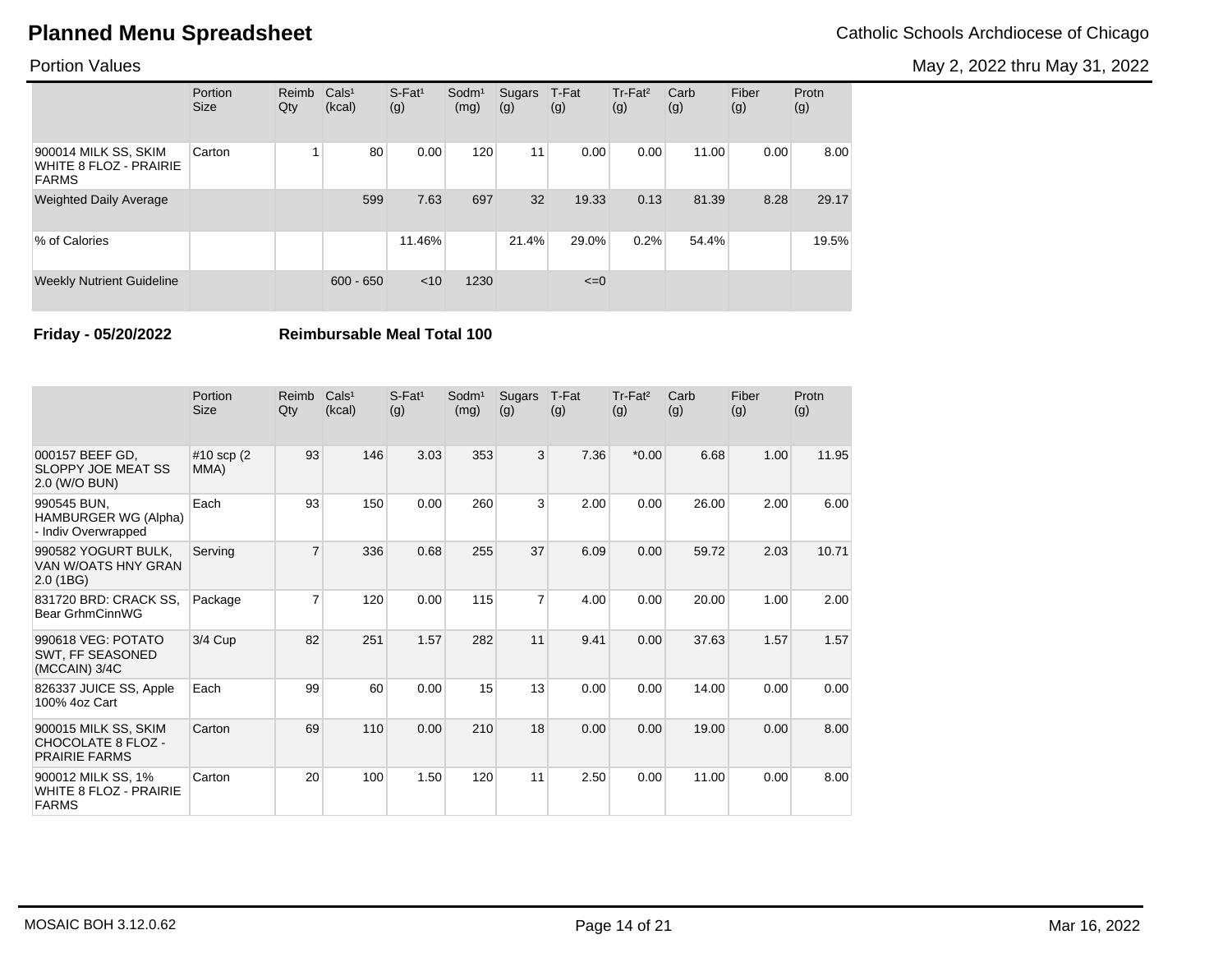# Planned Menu Spreadsheet

Catholic Schools Archdiocese of Chicago

Portion Values

May 2, 2022 thru May 31, 2022

| | Portion Size | Reimb Qty | Cals¹ (kcal) | S-Fat¹ (g) | Sodm¹ (mg) | Sugars (g) | T-Fat (g) | Tr-Fat² (g) | Carb (g) | Fiber (g) | Protn (g) |
|---|---|---|---|---|---|---|---|---|---|---|---|
| 900014 MILK SS, SKIM WHITE 8 FLOZ - PRAIRIE FARMS | Carton | 1 | 80 | 0.00 | 120 | 11 | 0.00 | 0.00 | 11.00 | 0.00 | 8.00 |
| Weighted Daily Average | | | 599 | 7.63 | 697 | 32 | 19.33 | 0.13 | 81.39 | 8.28 | 29.17 |
| % of Calories | | | | 11.46% | | 21.4% | 29.0% | 0.2% | 54.4% | | 19.5% |
| Weekly Nutrient Guideline | | | 600 - 650 | <10 | 1230 | | <=0 | | | | |

**Friday - 05/20/2022** **Reimbursable Meal Total 100**

| | Portion Size | Reimb Qty | Cals¹ (kcal) | S-Fat¹ (g) | Sodm¹ (mg) | Sugars (g) | T-Fat (g) | Tr-Fat² (g) | Carb (g) | Fiber (g) | Protn (g) |
|---|---|---|---|---|---|---|---|---|---|---|---|
| 000157 BEEF GD, SLOPPY JOE MEAT SS 2.0 (W/O BUN) | #10 scp (2 MMA) | 93 | 146 | 3.03 | 353 | 3 | 7.36 | *0.00 | 6.68 | 1.00 | 11.95 |
| 990545 BUN, HAMBURGER WG (Alpha) - Indiv Overwrapped | Each | 93 | 150 | 0.00 | 260 | 3 | 2.00 | 0.00 | 26.00 | 2.00 | 6.00 |
| 990582 YOGURT BULK, VAN W/OATS HNY GRAN 2.0 (1BG) | Serving | 7 | 336 | 0.68 | 255 | 37 | 6.09 | 0.00 | 59.72 | 2.03 | 10.71 |
| 831720 BRD: CRACK SS, Bear GrhmCinnWG | Package | 7 | 120 | 0.00 | 115 | 7 | 4.00 | 0.00 | 20.00 | 1.00 | 2.00 |
| 990618 VEG: POTATO SWT, FF SEASONED (MCCAIN) 3/4C | 3/4 Cup | 82 | 251 | 1.57 | 282 | 11 | 9.41 | 0.00 | 37.63 | 1.57 | 1.57 |
| 826337 JUICE SS, Apple 100% 4oz Cart | Each | 99 | 60 | 0.00 | 15 | 13 | 0.00 | 0.00 | 14.00 | 0.00 | 0.00 |
| 900015 MILK SS, SKIM CHOCOLATE 8 FLOZ - PRAIRIE FARMS | Carton | 69 | 110 | 0.00 | 210 | 18 | 0.00 | 0.00 | 19.00 | 0.00 | 8.00 |
| 900012 MILK SS, 1% WHITE 8 FLOZ - PRAIRIE FARMS | Carton | 20 | 100 | 1.50 | 120 | 11 | 2.50 | 0.00 | 11.00 | 0.00 | 8.00 |

MOSAIC BOH 3.12.0.62

Mar 16, 2022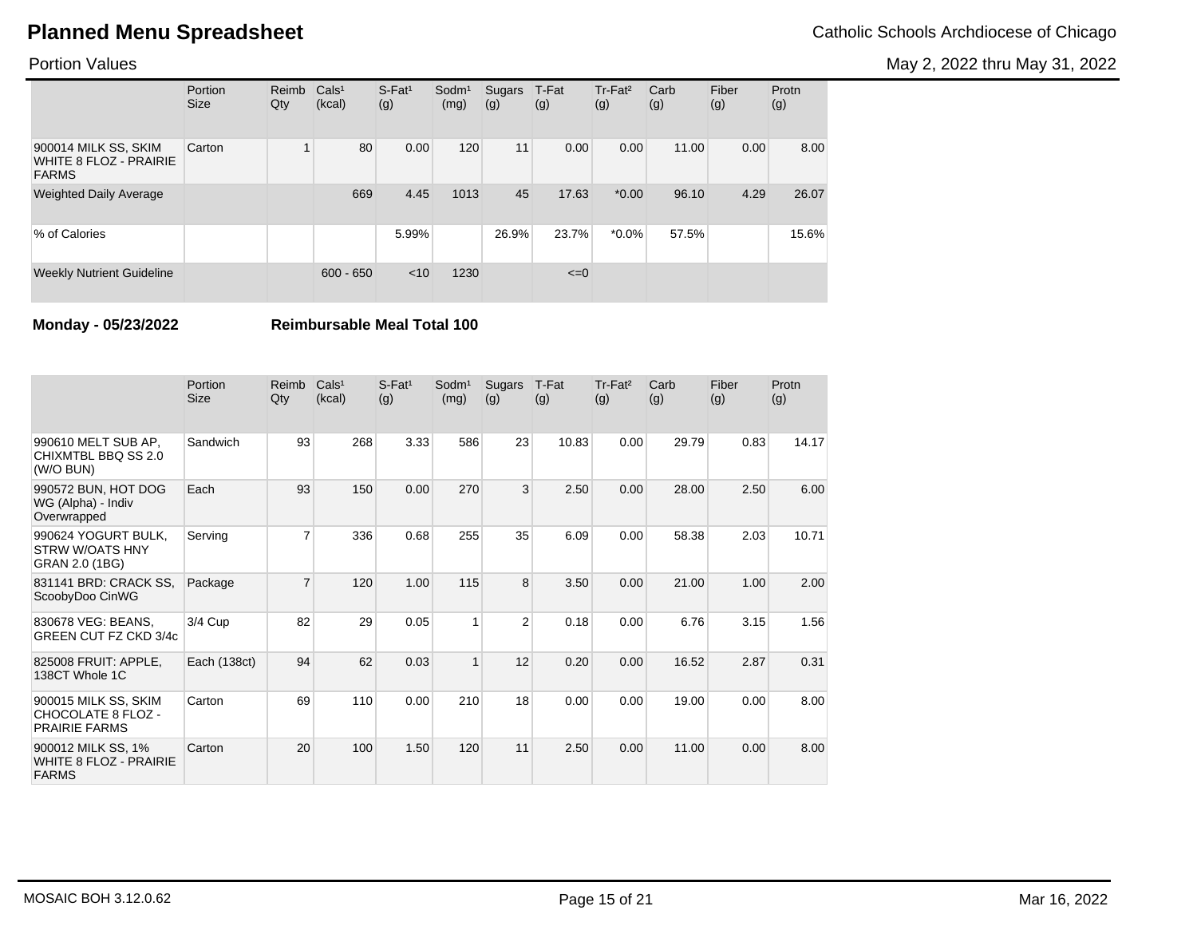# Planned Menu Spreadsheet

Catholic Schools Archdiocese of Chicago

Portion Values

May 2, 2022 thru May 31, 2022

| | Portion Size | Reimb Qty | Cals[1] (kcal) | S-Fat[1] (g) | Sodm[1] (mg) | Sugars (g) | T-Fat (g) | Tr-Fat[2] (g) | Carb (g) | Fiber (g) | Protn (g) |
|---|---|---|---|---|---|---|---|---|---|---|---|
| 900014 MILK SS, SKIM WHITE 8 FLOZ - PRAIRIE FARMS | Carton | 1 | 80 | 0.00 | 120 | 11 | 0.00 | 0.00 | 11.00 | 0.00 | 8.00 |
| Weighted Daily Average | | | 669 | 4.45 | 1013 | 45 | 17.63 | *0.00 | 96.10 | 4.29 | 26.07 |
| % of Calories | | | | 5.99% | | 26.9% | 23.7% | *0.0% | 57.5% | | 15.6% |
| Weekly Nutrient Guideline | | | 600 - 650 | <10 | 1230 | | <=0 | | | | |

**Monday - 05/23/2022** **Reimbursable Meal Total 100**

| | Portion Size | Reimb Qty | Cals[1] (kcal) | S-Fat[1] (g) | Sodm[1] (mg) | Sugars (g) | T-Fat (g) | Tr-Fat[2] (g) | Carb (g) | Fiber (g) | Protn (g) |
|---|---|---|---|---|---|---|---|---|---|---|---|
| 990610 MELT SUB AP, CHIXMTBL BBQ SS 2.0 (W/O BUN) | Sandwich | 93 | 268 | 3.33 | 586 | 23 | 10.83 | 0.00 | 29.79 | 0.83 | 14.17 |
| 990572 BUN, HOT DOG WG (Alpha) - Indiv Overwrapped | Each | 93 | 150 | 0.00 | 270 | 3 | 2.50 | 0.00 | 28.00 | 2.50 | 6.00 |
| 990624 YOGURT BULK, STRW W/OATS HNY GRAN 2.0 (1BG) | Serving | 7 | 336 | 0.68 | 255 | 35 | 6.09 | 0.00 | 58.38 | 2.03 | 10.71 |
| 831141 BRD: CRACK SS, ScoobyDoo CinWG | Package | 7 | 120 | 1.00 | 115 | 8 | 3.50 | 0.00 | 21.00 | 1.00 | 2.00 |
| 830678 VEG: BEANS, GREEN CUT FZ CKD 3/4c | 3/4 Cup | 82 | 29 | 0.05 | 1 | 2 | 0.18 | 0.00 | 6.76 | 3.15 | 1.56 |
| 825008 FRUIT: APPLE, 138CT Whole 1C | Each (138ct) | 94 | 62 | 0.03 | 1 | 12 | 0.20 | 0.00 | 16.52 | 2.87 | 0.31 |
| 900015 MILK SS, SKIM CHOCOLATE 8 FLOZ - PRAIRIE FARMS | Carton | 69 | 110 | 0.00 | 210 | 18 | 0.00 | 0.00 | 19.00 | 0.00 | 8.00 |
| 900012 MILK SS, 1% WHITE 8 FLOZ - PRAIRIE FARMS | Carton | 20 | 100 | 1.50 | 120 | 11 | 2.50 | 0.00 | 11.00 | 0.00 | 8.00 |

MOSAIC BOH 3.12.0.62 Mar 16, 2022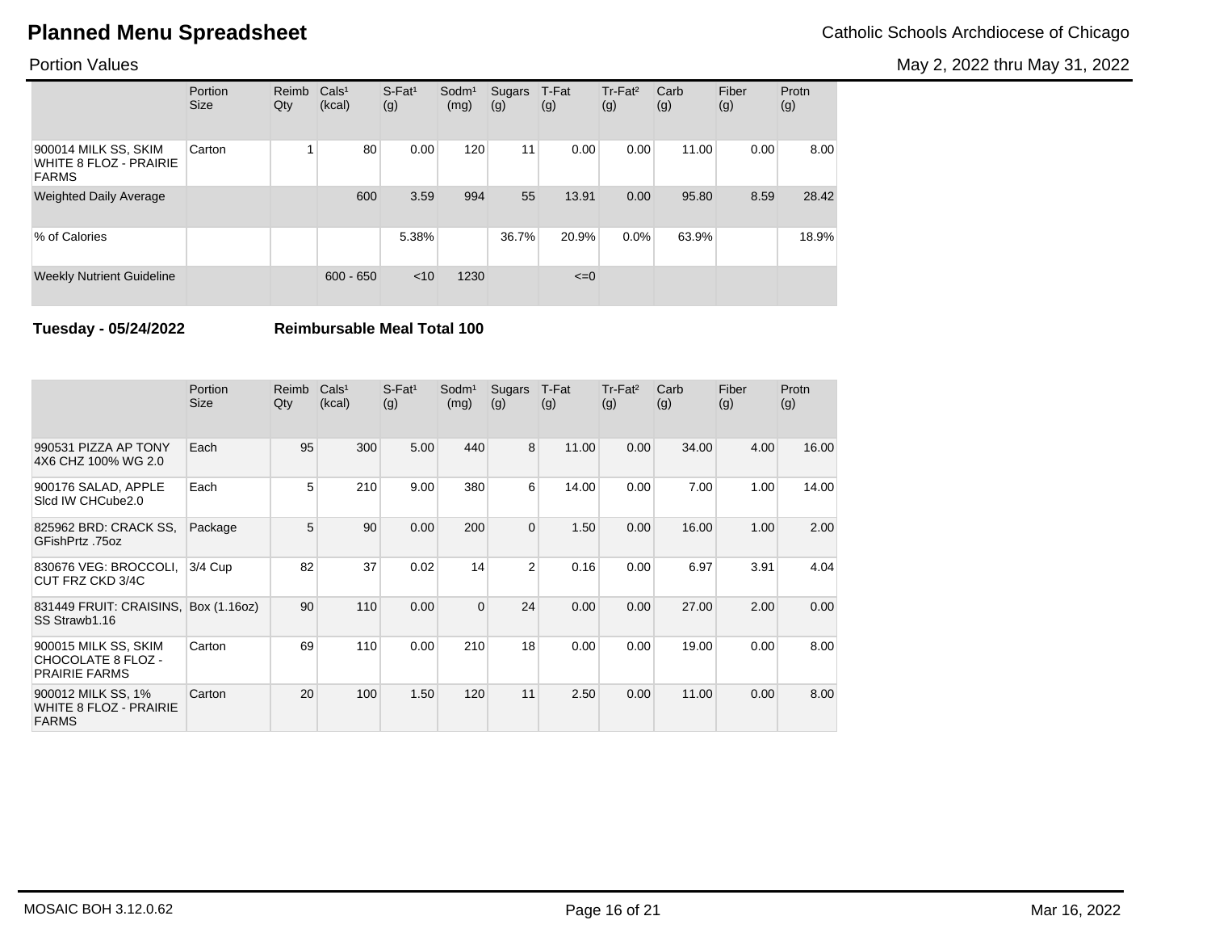# Planned Menu Spreadsheet

Catholic Schools Archdiocese of Chicago

Portion Values

May 2, 2022 thru May 31, 2022

| | Portion Size | Reimb Qty | Cals[1] (kcal) | S-Fat[1] (g) | Sodm[1] (mg) | Sugars (g) | T-Fat (g) | Tr-Fat[2] (g) | Carb (g) | Fiber (g) | Protn (g) |
|---|---|---|---|---|---|---|---|---|---|---|---|
| 900014 MILK SS, SKIM WHITE 8 FLOZ - PRAIRIE FARMS | Carton | 1 | 80 | 0.00 | 120 | 11 | 0.00 | 0.00 | 11.00 | 0.00 | 8.00 |
| Weighted Daily Average | | | 600 | 3.59 | 994 | 55 | 13.91 | 0.00 | 95.80 | 8.59 | 28.42 |
| % of Calories | | | | 5.38% | | 36.7% | 20.9% | 0.0% | 63.9% | | 18.9% |
| Weekly Nutrient Guideline | | | 600 - 650 | <10 | 1230 | | <=0 | | | | |

**Tuesday - 05/24/2022** **Reimbursable Meal Total 100**

| | Portion Size | Reimb Qty | Cals[1] (kcal) | S-Fat[1] (g) | Sodm[1] (mg) | Sugars (g) | T-Fat (g) | Tr-Fat[2] (g) | Carb (g) | Fiber (g) | Protn (g) |
|---|---|---|---|---|---|---|---|---|---|---|---|
| 990531 PIZZA AP TONY 4X6 CHZ 100% WG 2.0 | Each | 95 | 300 | 5.00 | 440 | 8 | 11.00 | 0.00 | 34.00 | 4.00 | 16.00 |
| 900176 SALAD, APPLE Slcd IW CHCube2.0 | Each | 5 | 210 | 9.00 | 380 | 6 | 14.00 | 0.00 | 7.00 | 1.00 | 14.00 |
| 825962 BRD: CRACK SS, GFishPrtz .75oz | Package | 5 | 90 | 0.00 | 200 | 0 | 1.50 | 0.00 | 16.00 | 1.00 | 2.00 |
| 830676 VEG: BROCCOLI, CUT FRZ CKD 3/4C | 3/4 Cup | 82 | 37 | 0.02 | 14 | 2 | 0.16 | 0.00 | 6.97 | 3.91 | 4.04 |
| 831449 FRUIT: CRAISINS, SS Strawb1.16 | Box (1.16oz) | 90 | 110 | 0.00 | 0 | 24 | 0.00 | 0.00 | 27.00 | 2.00 | 0.00 |
| 900015 MILK SS, SKIM CHOCOLATE 8 FLOZ - PRAIRIE FARMS | Carton | 69 | 110 | 0.00 | 210 | 18 | 0.00 | 0.00 | 19.00 | 0.00 | 8.00 |
| 900012 MILK SS, 1% WHITE 8 FLOZ - PRAIRIE FARMS | Carton | 20 | 100 | 1.50 | 120 | 11 | 2.50 | 0.00 | 11.00 | 0.00 | 8.00 |

MOSAIC BOH 3.12.0.62

Mar 16, 2022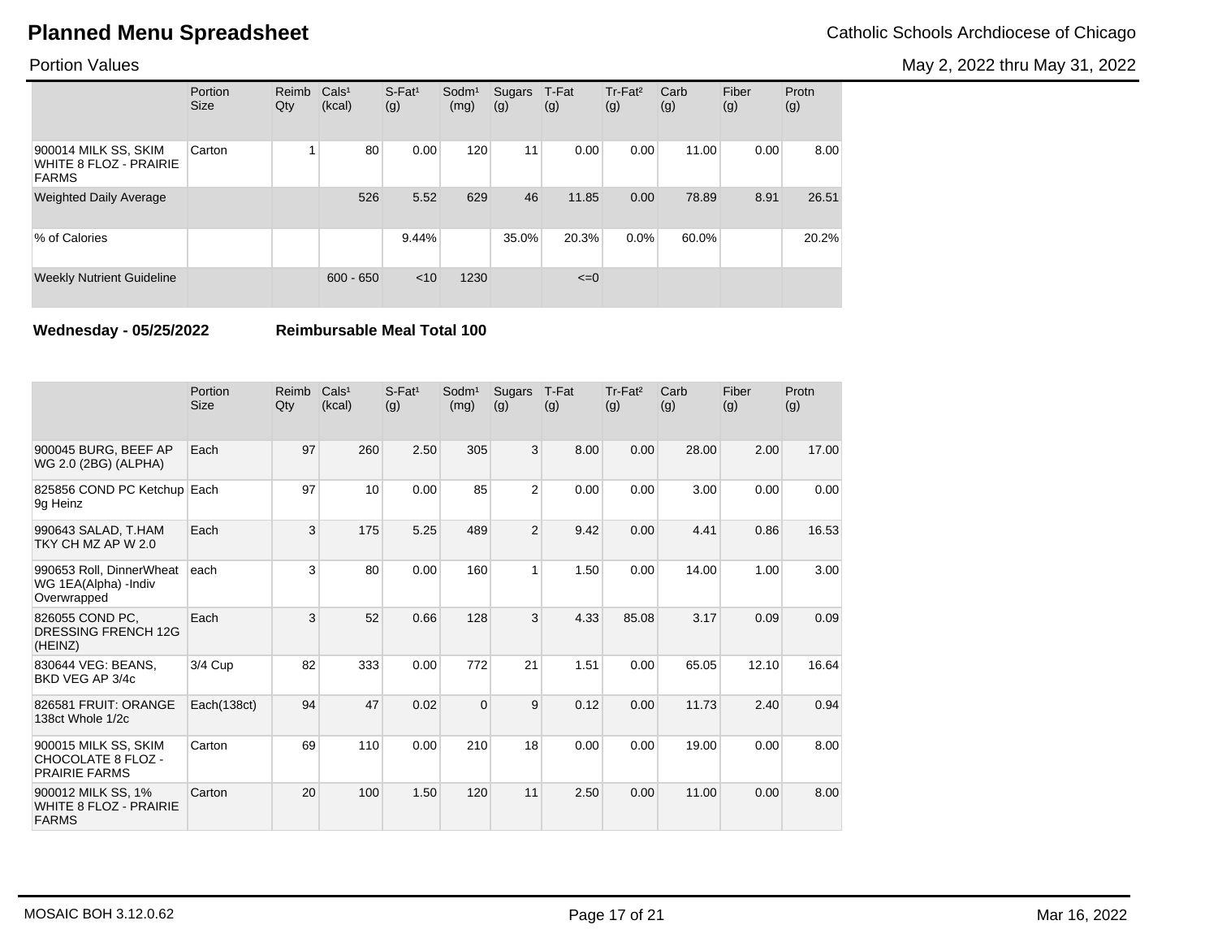# Planned Menu Spreadsheet

Catholic Schools Archdiocese of Chicago

Portion Values

May 2, 2022 thru May 31, 2022

| | Portion Size | Reimb Qty | Cals[1] (kcal) | S-Fat[1] (g) | Sodm[1] (mg) | Sugars (g) | T-Fat (g) | Tr-Fat[2] (g) | Carb (g) | Fiber (g) | Protn (g) |
|---|---|---|---|---|---|---|---|---|---|---|---|
| 900014 MILK SS, SKIM WHITE 8 FLOZ - PRAIRIE FARMS | Carton | 1 | 80 | 0.00 | 120 | 11 | 0.00 | 0.00 | 11.00 | 0.00 | 8.00 |
| Weighted Daily Average | | | 526 | 5.52 | 629 | 46 | 11.85 | 0.00 | 78.89 | 8.91 | 26.51 |
| % of Calories | | | | 9.44% | | 35.0% | 20.3% | 0.0% | 60.0% | | 20.2% |
| Weekly Nutrient Guideline | | | 600 - 650 | <10 | 1230 | | <=0 | | | | |

**Wednesday - 05/25/2022** **Reimbursable Meal Total 100**

| | Portion Size | Reimb Qty | Cals[1] (kcal) | S-Fat[1] (g) | Sodm[1] (mg) | Sugars (g) | T-Fat (g) | Tr-Fat[2] (g) | Carb (g) | Fiber (g) | Protn (g) |
|---|---|---|---|---|---|---|---|---|---|---|---|
| 900045 BURG, BEEF AP WG 2.0 (2BG) (ALPHA) | Each | 97 | 260 | 2.50 | 305 | 3 | 8.00 | 0.00 | 28.00 | 2.00 | 17.00 |
| 825856 COND PC Ketchup 9g Heinz | Each | 97 | 10 | 0.00 | 85 | 2 | 0.00 | 0.00 | 3.00 | 0.00 | 0.00 |
| 990643 SALAD, T.HAM TKY CH MZ AP W 2.0 | Each | 3 | 175 | 5.25 | 489 | 2 | 9.42 | 0.00 | 4.41 | 0.86 | 16.53 |
| 990653 Roll, DinnerWheat WG 1EA(Alpha) -Indiv Overwrapped | each | 3 | 80 | 0.00 | 160 | 1 | 1.50 | 0.00 | 14.00 | 1.00 | 3.00 |
| 826055 COND PC, DRESSING FRENCH 12G (HEINZ) | Each | 3 | 52 | 0.66 | 128 | 3 | 4.33 | 85.08 | 3.17 | 0.09 | 0.09 |
| 830644 VEG: BEANS, BKD VEG AP 3/4c | 3/4 Cup | 82 | 333 | 0.00 | 772 | 21 | 1.51 | 0.00 | 65.05 | 12.10 | 16.64 |
| 826581 FRUIT: ORANGE 138ct Whole 1/2c | Each(138ct) | 94 | 47 | 0.02 | 0 | 9 | 0.12 | 0.00 | 11.73 | 2.40 | 0.94 |
| 900015 MILK SS, SKIM CHOCOLATE 8 FLOZ - PRAIRIE FARMS | Carton | 69 | 110 | 0.00 | 210 | 18 | 0.00 | 0.00 | 19.00 | 0.00 | 8.00 |
| 900012 MILK SS, 1% WHITE 8 FLOZ - PRAIRIE FARMS | Carton | 20 | 100 | 1.50 | 120 | 11 | 2.50 | 0.00 | 11.00 | 0.00 | 8.00 |

MOSAIC BOH 3.12.0.62

Mar 16, 2022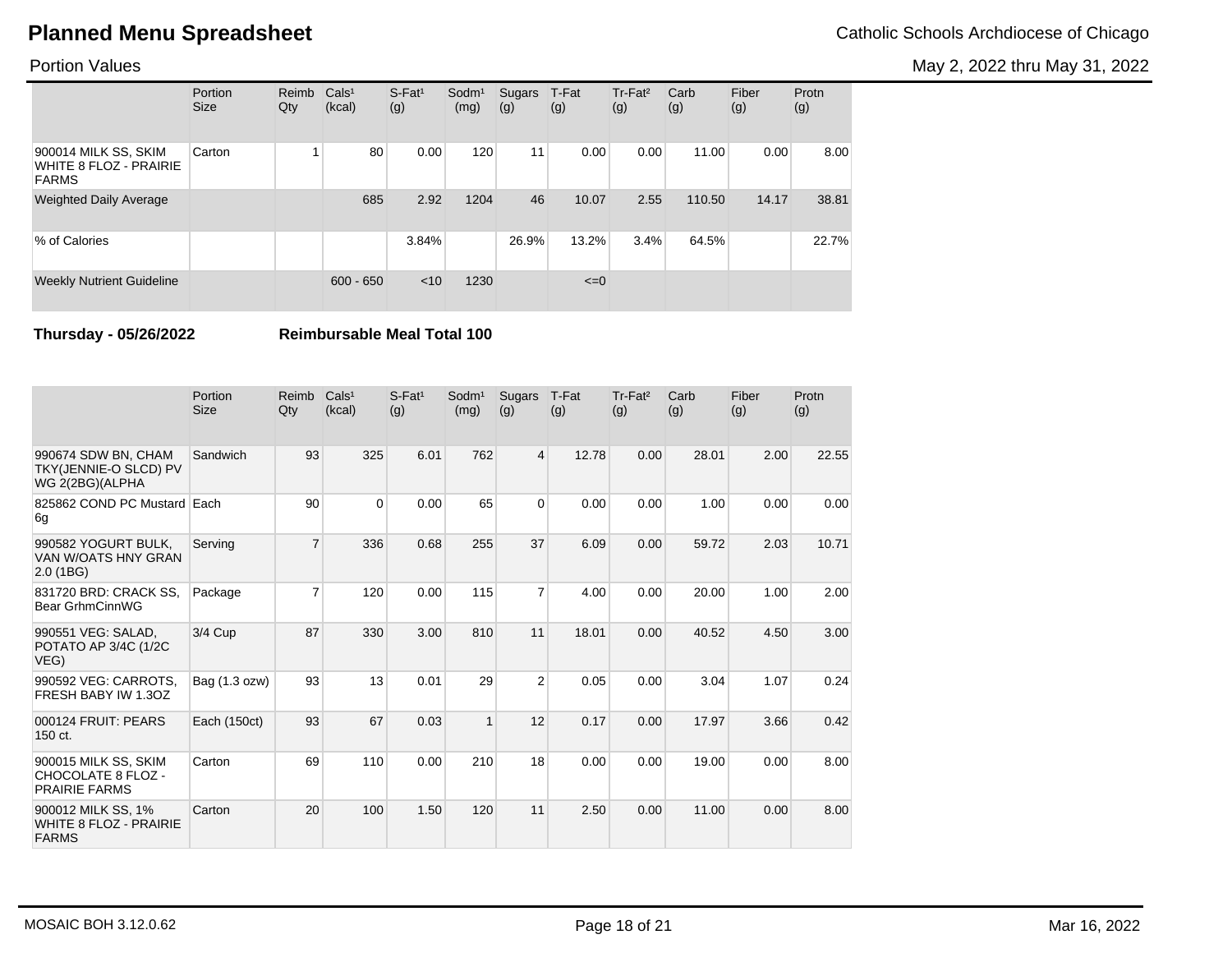# Planned Menu Spreadsheet

Catholic Schools Archdiocese of Chicago

Portion Values

May 2, 2022 thru May 31, 2022

| | Portion Size | Reimb Qty | Cals[1] (kcal) | S-Fat[1] (g) | Sodm[1] (mg) | Sugars (g) | T-Fat (g) | Tr-Fat[2] (g) | Carb (g) | Fiber (g) | Protn (g) |
|---|---|---|---|---|---|---|---|---|---|---|---|
| 900014 MILK SS, SKIM WHITE 8 FLOZ - PRAIRIE FARMS | Carton | 1 | 80 | 0.00 | 120 | 11 | 0.00 | 0.00 | 11.00 | 0.00 | 8.00 |
| Weighted Daily Average | | | 685 | 2.92 | 1204 | 46 | 10.07 | 2.55 | 110.50 | 14.17 | 38.81 |
| % of Calories | | | | 3.84% | | 26.9% | 13.2% | 3.4% | 64.5% | | 22.7% |
| Weekly Nutrient Guideline | | | 600 - 650 | <10 | 1230 | | <=0 | | | | |

**Thursday - 05/26/2022** **Reimbursable Meal Total 100**

| | Portion Size | Reimb Qty | Cals[1] (kcal) | S-Fat[1] (g) | Sodm[1] (mg) | Sugars (g) | T-Fat (g) | Tr-Fat[2] (g) | Carb (g) | Fiber (g) | Protn (g) |
|---|---|---|---|---|---|---|---|---|---|---|---|
| 990674 SDW BN, CHAM TKY(JENNIE-O SLCD) PV WG 2(2BG)(ALPHA | Sandwich | 93 | 325 | 6.01 | 762 | 4 | 12.78 | 0.00 | 28.01 | 2.00 | 22.55 |
| 825862 COND PC Mustard 6g | Each | 90 | 0 | 0.00 | 65 | 0 | 0.00 | 0.00 | 1.00 | 0.00 | 0.00 |
| 990582 YOGURT BULK, VAN W/OATS HNY GRAN 2.0 (1BG) | Serving | 7 | 336 | 0.68 | 255 | 37 | 6.09 | 0.00 | 59.72 | 2.03 | 10.71 |
| 831720 BRD: CRACK SS, Bear GrhmCinnWG | Package | 7 | 120 | 0.00 | 115 | 7 | 4.00 | 0.00 | 20.00 | 1.00 | 2.00 |
| 990551 VEG: SALAD, POTATO AP 3/4C (1/2C VEG) | 3/4 Cup | 87 | 330 | 3.00 | 810 | 11 | 18.01 | 0.00 | 40.52 | 4.50 | 3.00 |
| 990592 VEG: CARROTS, FRESH BABY IW 1.3OZ | Bag (1.3 ozw) | 93 | 13 | 0.01 | 29 | 2 | 0.05 | 0.00 | 3.04 | 1.07 | 0.24 |
| 000124 FRUIT: PEARS 150 ct. | Each (150ct) | 93 | 67 | 0.03 | 1 | 12 | 0.17 | 0.00 | 17.97 | 3.66 | 0.42 |
| 900015 MILK SS, SKIM CHOCOLATE 8 FLOZ - PRAIRIE FARMS | Carton | 69 | 110 | 0.00 | 210 | 18 | 0.00 | 0.00 | 19.00 | 0.00 | 8.00 |
| 900012 MILK SS, 1% WHITE 8 FLOZ - PRAIRIE FARMS | Carton | 20 | 100 | 1.50 | 120 | 11 | 2.50 | 0.00 | 11.00 | 0.00 | 8.00 |

MOSAIC BOH 3.12.0.62 Mar 16, 2022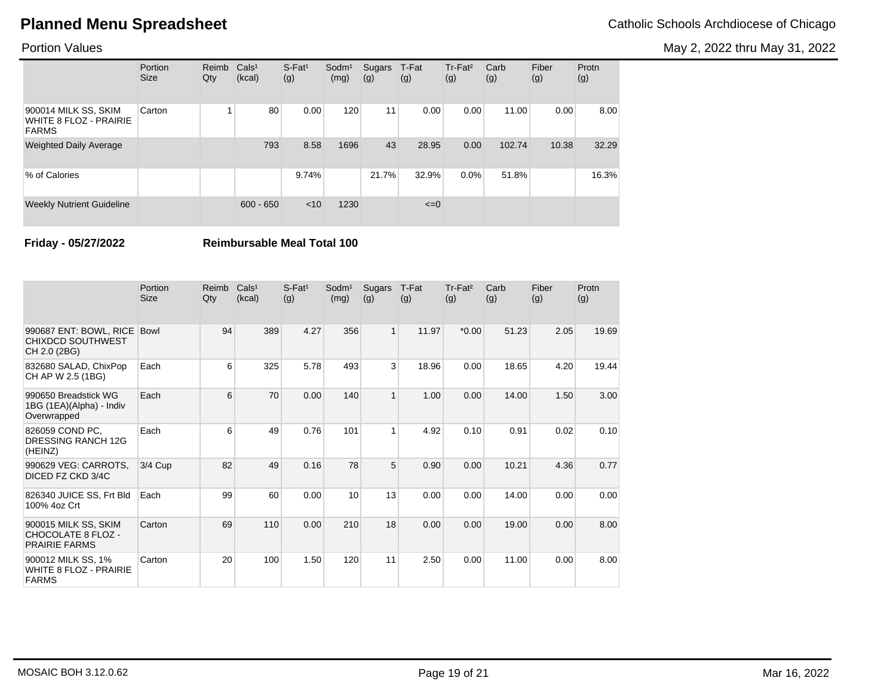# Planned Menu Spreadsheet

Catholic Schools Archdiocese of Chicago

Portion Values

May 2, 2022 thru May 31, 2022

| | Portion Size | Reimb Qty | Cals¹ (kcal) | S-Fat¹ (g) | Sodm¹ (mg) | Sugars (g) | T-Fat (g) | Tr-Fat² (g) | Carb (g) | Fiber (g) | Protn (g) |
|---|---|---|---|---|---|---|---|---|---|---|---|
| 900014 MILK SS, SKIM WHITE 8 FLOZ - PRAIRIE FARMS | Carton | 1 | 80 | 0.00 | 120 | 11 | 0.00 | 0.00 | 11.00 | 0.00 | 8.00 |
| Weighted Daily Average | | | 793 | 8.58 | 1696 | 43 | 28.95 | 0.00 | 102.74 | 10.38 | 32.29 |
| % of Calories | | | | 9.74% | | 21.7% | 32.9% | 0.0% | 51.8% | | 16.3% |
| Weekly Nutrient Guideline | | | 600 - 650 | <10 | 1230 | | <=0 | | | | |

**Friday - 05/27/2022** **Reimbursable Meal Total 100**

| | Portion Size | Reimb Qty | Cals¹ (kcal) | S-Fat¹ (g) | Sodm¹ (mg) | Sugars (g) | T-Fat (g) | Tr-Fat² (g) | Carb (g) | Fiber (g) | Protn (g) |
|---|---|---|---|---|---|---|---|---|---|---|---|
| 990687 ENT: BOWL, RICE CHIXDCD SOUTHWEST CH 2.0 (2BG) | Bowl | 94 | 389 | 4.27 | 356 | 1 | 11.97 | *0.00 | 51.23 | 2.05 | 19.69 |
| 832680 SALAD, ChixPop CH AP W 2.5 (1BG) | Each | 6 | 325 | 5.78 | 493 | 3 | 18.96 | 0.00 | 18.65 | 4.20 | 19.44 |
| 990650 Breadstick WG 1BG (1EA)(Alpha) - Indiv Overwrapped | Each | 6 | 70 | 0.00 | 140 | 1 | 1.00 | 0.00 | 14.00 | 1.50 | 3.00 |
| 826059 COND PC, DRESSING RANCH 12G (HEINZ) | Each | 6 | 49 | 0.76 | 101 | 1 | 4.92 | 0.10 | 0.91 | 0.02 | 0.10 |
| 990629 VEG: CARROTS, DICED FZ CKD 3/4C | 3/4 Cup | 82 | 49 | 0.16 | 78 | 5 | 0.90 | 0.00 | 10.21 | 4.36 | 0.77 |
| 826340 JUICE SS, Frt Bld 100% 4oz Crt | Each | 99 | 60 | 0.00 | 10 | 13 | 0.00 | 0.00 | 14.00 | 0.00 | 0.00 |
| 900015 MILK SS, SKIM CHOCOLATE 8 FLOZ - PRAIRIE FARMS | Carton | 69 | 110 | 0.00 | 210 | 18 | 0.00 | 0.00 | 19.00 | 0.00 | 8.00 |
| 900012 MILK SS, 1% WHITE 8 FLOZ - PRAIRIE FARMS | Carton | 20 | 100 | 1.50 | 120 | 11 | 2.50 | 0.00 | 11.00 | 0.00 | 8.00 |

MOSAIC BOH 3.12.0.62 Mar 16, 2022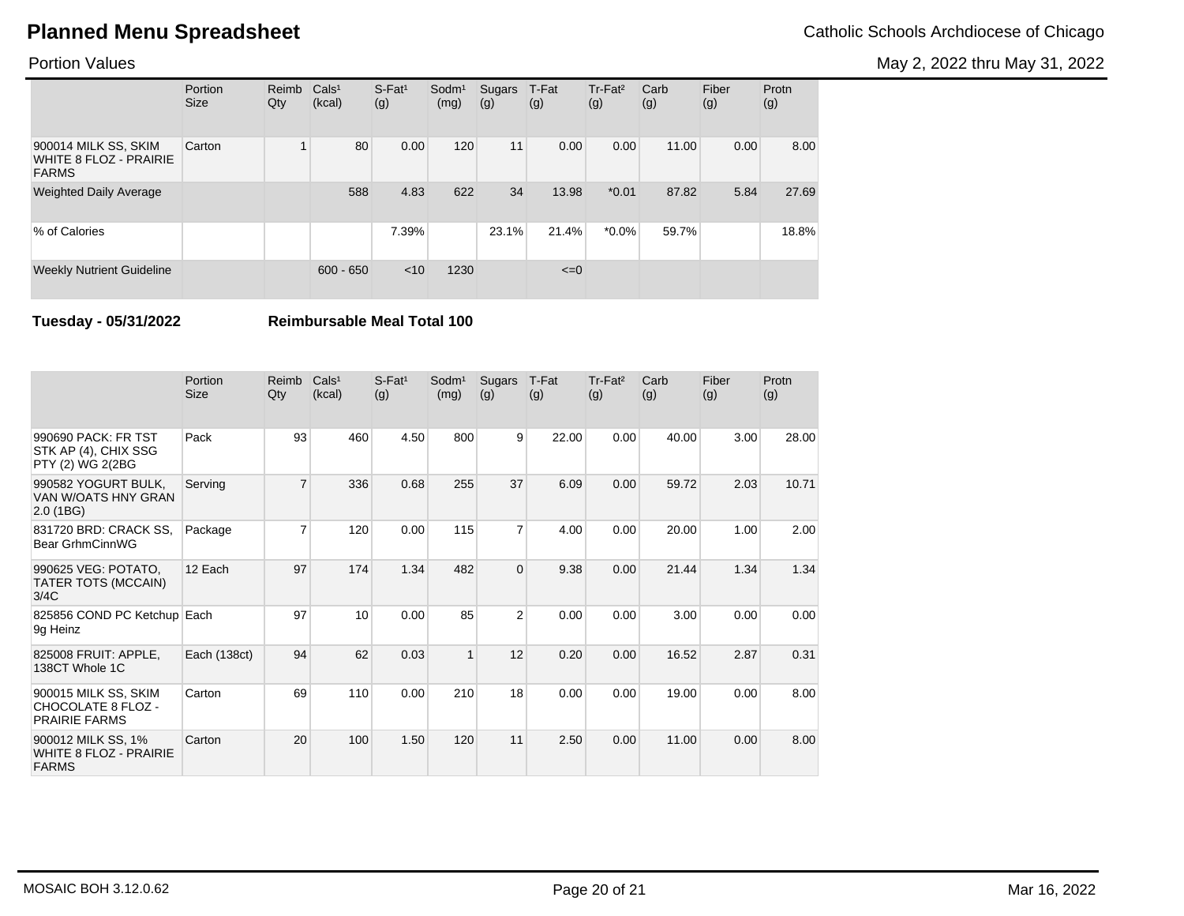# Planned Menu Spreadsheet

Catholic Schools Archdiocese of Chicago

Portion Values

May 2, 2022 thru May 31, 2022

| | Portion Size | Reimb Qty | Cals[1] (kcal) | S-Fat[1] (g) | Sodm[1] (mg) | Sugars (g) | T-Fat (g) | Tr-Fat[2] (g) | Carb (g) | Fiber (g) | Protn (g) |
|---|---|---|---|---|---|---|---|---|---|---|---|
| 900014 MILK SS, SKIM WHITE 8 FLOZ - PRAIRIE FARMS | Carton | 1 | 80 | 0.00 | 120 | 11 | 0.00 | 0.00 | 11.00 | 0.00 | 8.00 |
| Weighted Daily Average | | | 588 | 4.83 | 622 | 34 | 13.98 | *0.01 | 87.82 | 5.84 | 27.69 |
| % of Calories | | | | 7.39% | | 23.1% | 21.4% | *0.0% | 59.7% | | 18.8% |
| Weekly Nutrient Guideline | | | 600 - 650 | <10 | 1230 | | <=0 | | | | |

**Tuesday - 05/31/2022** **Reimbursable Meal Total 100**

| | Portion Size | Reimb Qty | Cals[1] (kcal) | S-Fat[1] (g) | Sodm[1] (mg) | Sugars (g) | T-Fat (g) | Tr-Fat[2] (g) | Carb (g) | Fiber (g) | Protn (g) |
|---|---|---|---|---|---|---|---|---|---|---|---|
| 990690 PACK: FR TST STK AP (4), CHIX SSG PTY (2) WG 2(2BG | Pack | 93 | 460 | 4.50 | 800 | 9 | 22.00 | 0.00 | 40.00 | 3.00 | 28.00 |
| 990582 YOGURT BULK, VAN W/OATS HNY GRAN 2.0 (1BG) | Serving | 7 | 336 | 0.68 | 255 | 37 | 6.09 | 0.00 | 59.72 | 2.03 | 10.71 |
| 831720 BRD: CRACK SS, Bear GrhmCinnWG | Package | 7 | 120 | 0.00 | 115 | 7 | 4.00 | 0.00 | 20.00 | 1.00 | 2.00 |
| 990625 VEG: POTATO, TATER TOTS (MCCAIN) 3/4C | 12 Each | 97 | 174 | 1.34 | 482 | 0 | 9.38 | 0.00 | 21.44 | 1.34 | 1.34 |
| 825856 COND PC Ketchup 9g Heinz | Each | 97 | 10 | 0.00 | 85 | 2 | 0.00 | 0.00 | 3.00 | 0.00 | 0.00 |
| 825008 FRUIT: APPLE, 138CT Whole 1C | Each (138ct) | 94 | 62 | 0.03 | 1 | 12 | 0.20 | 0.00 | 16.52 | 2.87 | 0.31 |
| 900015 MILK SS, SKIM CHOCOLATE 8 FLOZ - PRAIRIE FARMS | Carton | 69 | 110 | 0.00 | 210 | 18 | 0.00 | 0.00 | 19.00 | 0.00 | 8.00 |
| 900012 MILK SS, 1% WHITE 8 FLOZ - PRAIRIE FARMS | Carton | 20 | 100 | 1.50 | 120 | 11 | 2.50 | 0.00 | 11.00 | 0.00 | 8.00 |

MOSAIC BOH 3.12.0.62

Mar 16, 2022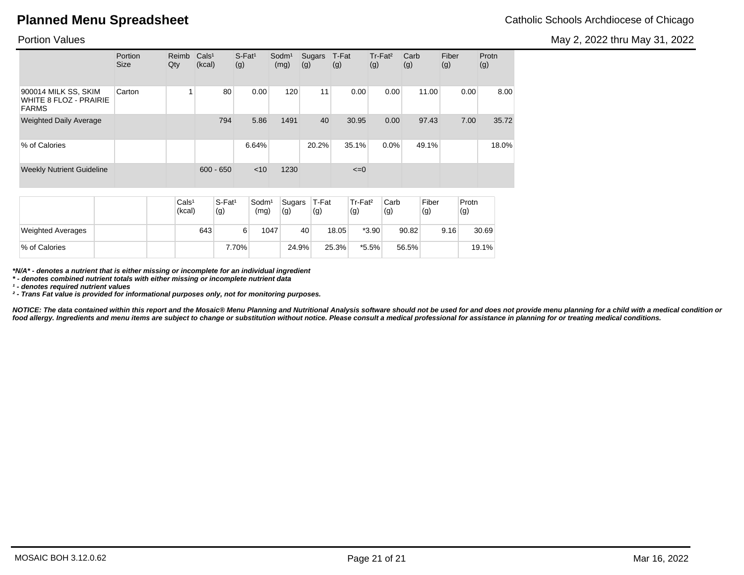# Planned Menu Spreadsheet

Catholic Schools Archdiocese of Chicago

Portion Values

May 2, 2022 thru May 31, 2022

| | Portion Size | Reimb Qty | Cals¹ (kcal) | S-Fat¹ (g) | Sodm¹ (mg) | Sugars (g) | T-Fat (g) | Tr-Fat² (g) | Carb (g) | Fiber (g) | Protn (g) |
|---|---|---|---|---|---|---|---|---|---|---|---|
| 900014 MILK SS, SKIM WHITE 8 FLOZ - PRAIRIE FARMS | Carton | 1 | 80 | 0.00 | 120 | 11 | 0.00 | 0.00 | 11.00 | 0.00 | 8.00 |
| Weighted Daily Average | | | 794 | 5.86 | 1491 | 40 | 30.95 | 0.00 | 97.43 | 7.00 | 35.72 |
| % of Calories | | | | 6.64% | | 20.2% | 35.1% | 0.0% | 49.1% | | 18.0% |
| Weekly Nutrient Guideline | | | 600 - 650 | <10 | 1230 | | <=0 | | | | |

| | | | Cals¹ (kcal) | S-Fat¹ (g) | Sodm¹ (mg) | Sugars (g) | T-Fat (g) | Tr-Fat² (g) | Carb (g) | Fiber (g) | Protn (g) |
|---|---|---|---|---|---|---|---|---|---|---|---|
| Weighted Averages | | | 643 | 6 | 1047 | 40 | 18.05 | *3.90 | 90.82 | 9.16 | 30.69 |
| % of Calories | | | | 7.70% | | 24.9% | 25.3% | *5.5% | 56.5% | | 19.1% |

***N/A* - denotes a nutrient that is either missing or incomplete for an individual ingredient**

*** - denotes combined nutrient totals with either missing or incomplete nutrient data**

***¹ - denotes required nutrient values***

***² - Trans Fat value is provided for informational purposes only, not for monitoring purposes.***

***NOTICE: The data contained within this report and the Mosaic® Menu Planning and Nutritional Analysis software should not be used for and does not provide menu planning for a child with a medical condition or food allergy. Ingredients and menu items are subject to change or substitution without notice. Please consult a medical professional for assistance in planning for or treating medical conditions.***

MOSAIC BOH 3.12.0.62

Mar 16, 2022